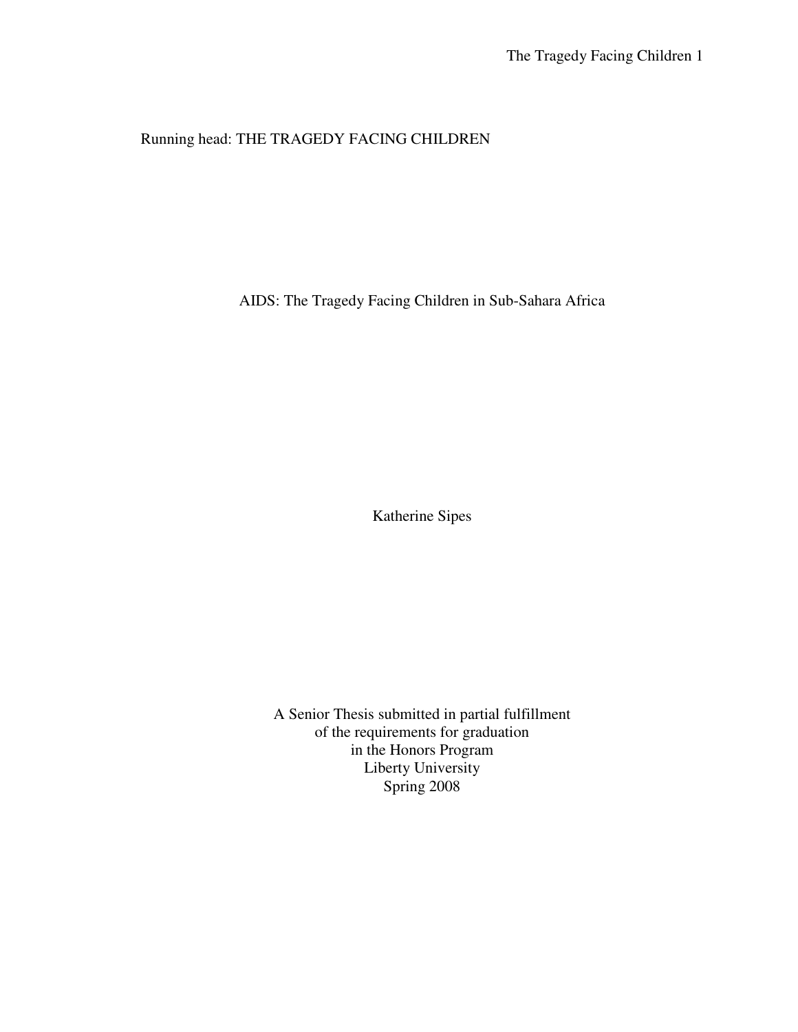Running head: THE TRAGEDY FACING CHILDREN

# AIDS: The Tragedy Facing Children in Sub-Sahara Africa

Katherine Sipes

A Senior Thesis submitted in partial fulfillment
of the requirements for graduation
in the Honors Program
Liberty University
Spring 2008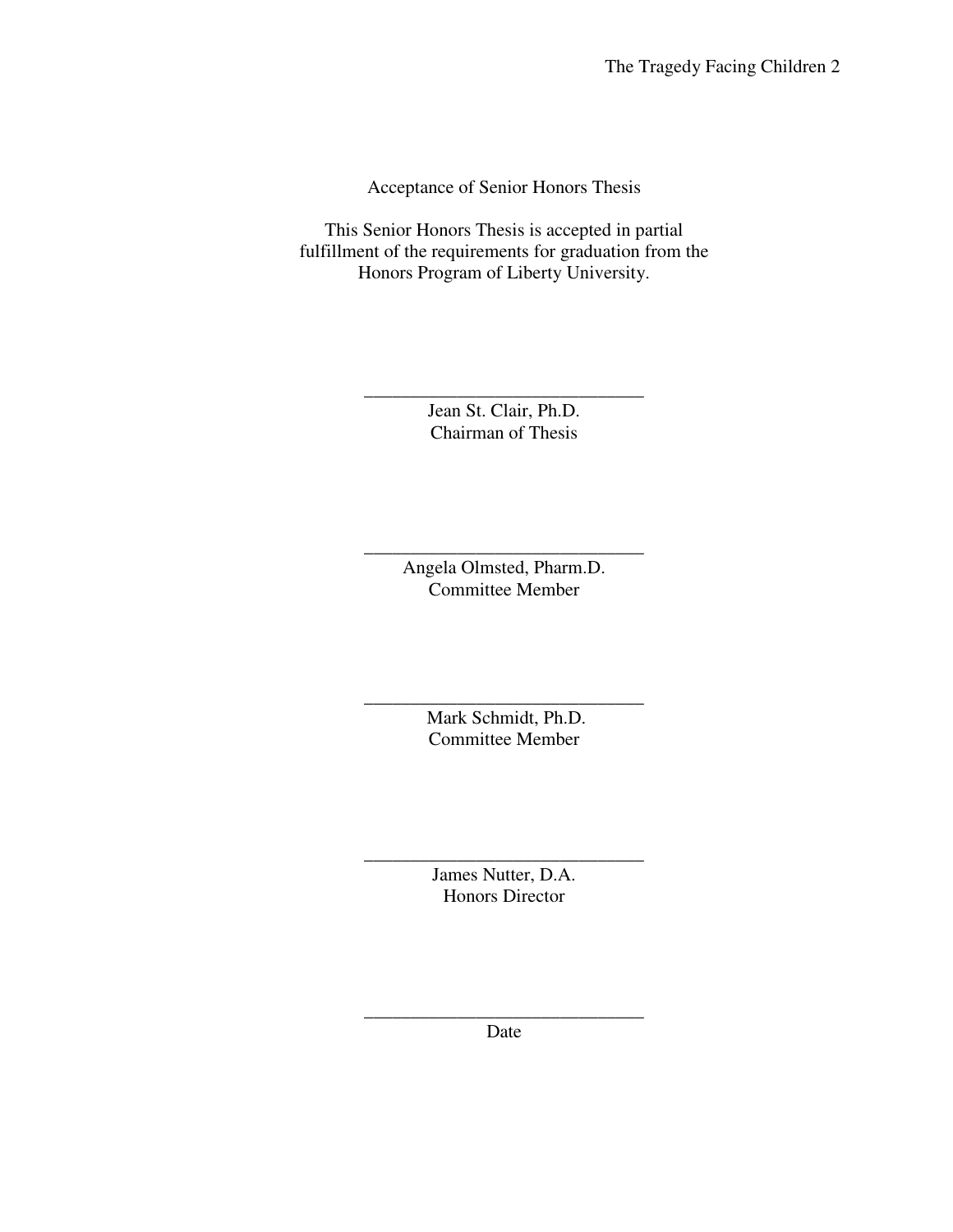Acceptance of Senior Honors Thesis

This Senior Honors Thesis is accepted in partial fulfillment of the requirements for graduation from the Honors Program of Liberty University.

______________________________
Jean St. Clair, Ph.D.
Chairman of Thesis

______________________________
Angela Olmsted, Pharm.D.
Committee Member

______________________________
Mark Schmidt, Ph.D.
Committee Member

______________________________
James Nutter, D.A.
Honors Director

______________________________
Date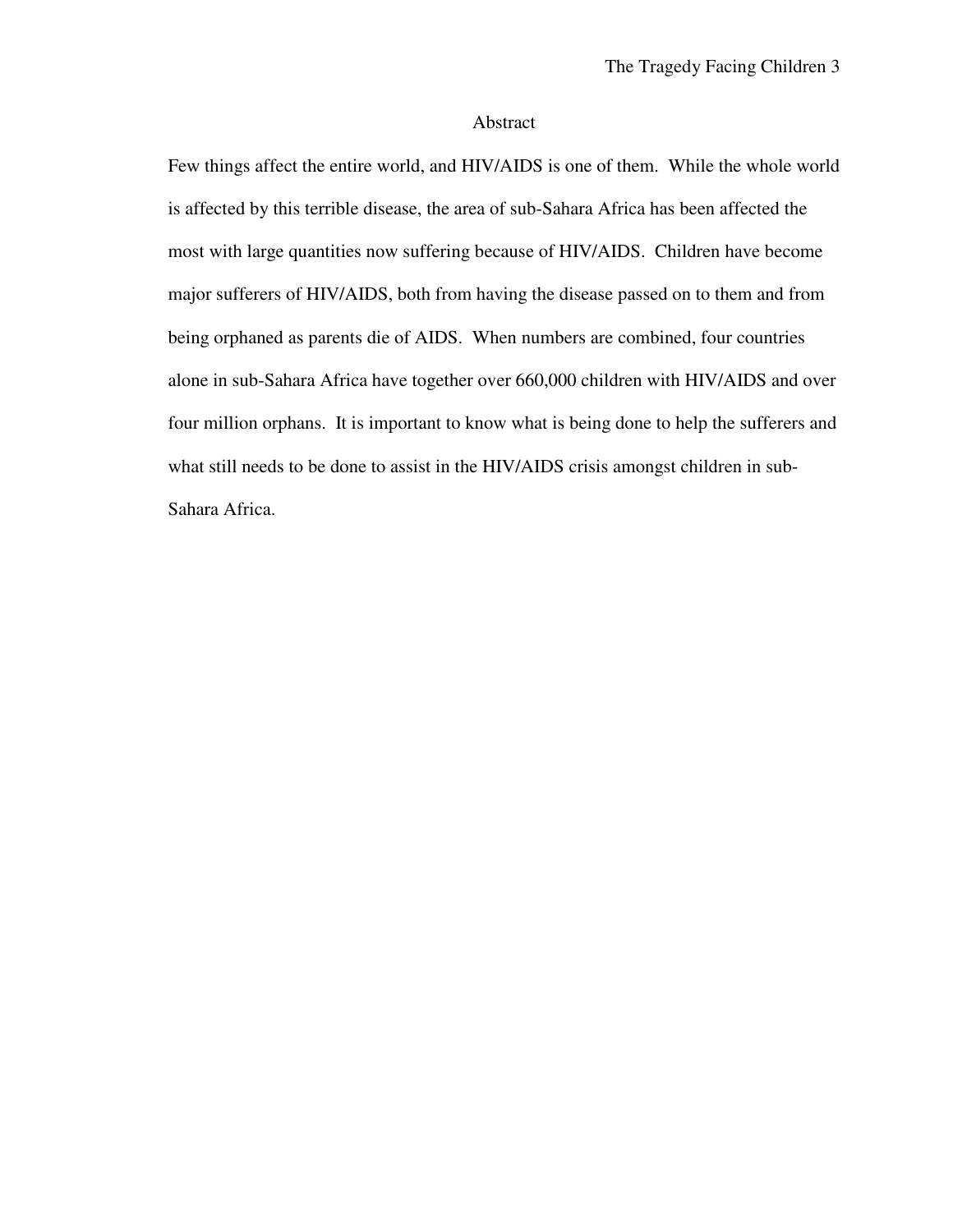# Abstract

Few things affect the entire world, and HIV/AIDS is one of them. While the whole world is affected by this terrible disease, the area of sub-Sahara Africa has been affected the most with large quantities now suffering because of HIV/AIDS. Children have become major sufferers of HIV/AIDS, both from having the disease passed on to them and from being orphaned as parents die of AIDS. When numbers are combined, four countries alone in sub-Sahara Africa have together over 660,000 children with HIV/AIDS and over four million orphans. It is important to know what is being done to help the sufferers and what still needs to be done to assist in the HIV/AIDS crisis amongst children in sub-Sahara Africa.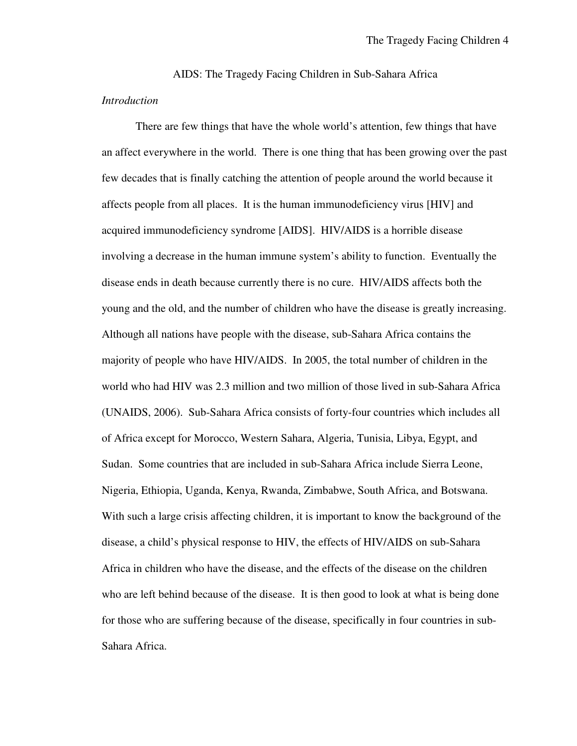# AIDS: The Tragedy Facing Children in Sub-Sahara Africa

*Introduction*

There are few things that have the whole world's attention, few things that have an affect everywhere in the world. There is one thing that has been growing over the past few decades that is finally catching the attention of people around the world because it affects people from all places. It is the human immunodeficiency virus [HIV] and acquired immunodeficiency syndrome [AIDS]. HIV/AIDS is a horrible disease involving a decrease in the human immune system's ability to function. Eventually the disease ends in death because currently there is no cure. HIV/AIDS affects both the young and the old, and the number of children who have the disease is greatly increasing. Although all nations have people with the disease, sub-Sahara Africa contains the majority of people who have HIV/AIDS. In 2005, the total number of children in the world who had HIV was 2.3 million and two million of those lived in sub-Sahara Africa (UNAIDS, 2006). Sub-Sahara Africa consists of forty-four countries which includes all of Africa except for Morocco, Western Sahara, Algeria, Tunisia, Libya, Egypt, and Sudan. Some countries that are included in sub-Sahara Africa include Sierra Leone, Nigeria, Ethiopia, Uganda, Kenya, Rwanda, Zimbabwe, South Africa, and Botswana. With such a large crisis affecting children, it is important to know the background of the disease, a child's physical response to HIV, the effects of HIV/AIDS on sub-Sahara Africa in children who have the disease, and the effects of the disease on the children who are left behind because of the disease. It is then good to look at what is being done for those who are suffering because of the disease, specifically in four countries in sub-Sahara Africa.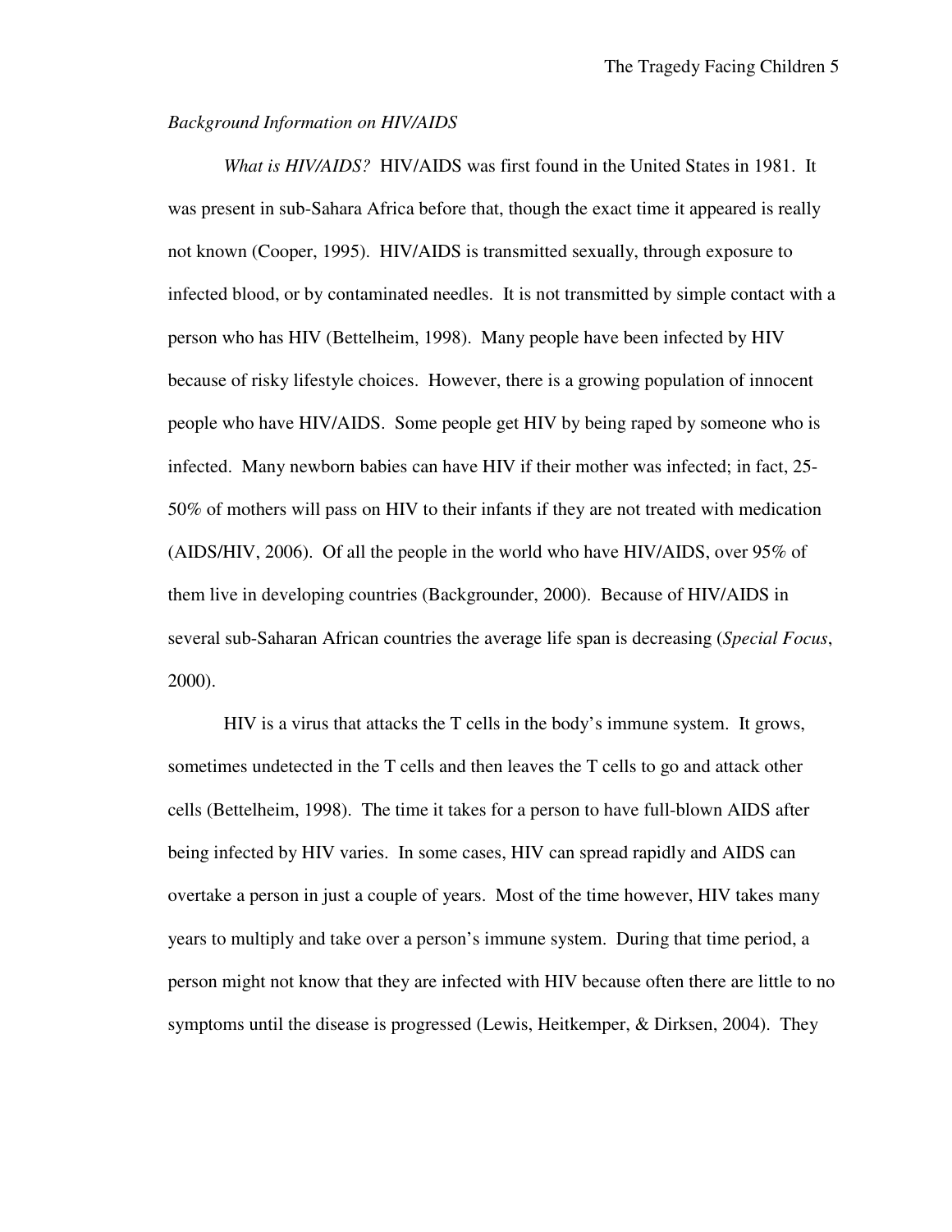*Background Information on HIV/AIDS*

*What is HIV/AIDS?* HIV/AIDS was first found in the United States in 1981. It was present in sub-Sahara Africa before that, though the exact time it appeared is really not known (Cooper, 1995). HIV/AIDS is transmitted sexually, through exposure to infected blood, or by contaminated needles. It is not transmitted by simple contact with a person who has HIV (Bettelheim, 1998). Many people have been infected by HIV because of risky lifestyle choices. However, there is a growing population of innocent people who have HIV/AIDS. Some people get HIV by being raped by someone who is infected. Many newborn babies can have HIV if their mother was infected; in fact, 25-50% of mothers will pass on HIV to their infants if they are not treated with medication (AIDS/HIV, 2006). Of all the people in the world who have HIV/AIDS, over 95% of them live in developing countries (Backgrounder, 2000). Because of HIV/AIDS in several sub-Saharan African countries the average life span is decreasing (*Special Focus*, 2000).

HIV is a virus that attacks the T cells in the body's immune system. It grows, sometimes undetected in the T cells and then leaves the T cells to go and attack other cells (Bettelheim, 1998). The time it takes for a person to have full-blown AIDS after being infected by HIV varies. In some cases, HIV can spread rapidly and AIDS can overtake a person in just a couple of years. Most of the time however, HIV takes many years to multiply and take over a person's immune system. During that time period, a person might not know that they are infected with HIV because often there are little to no symptoms until the disease is progressed (Lewis, Heitkemper, & Dirksen, 2004). They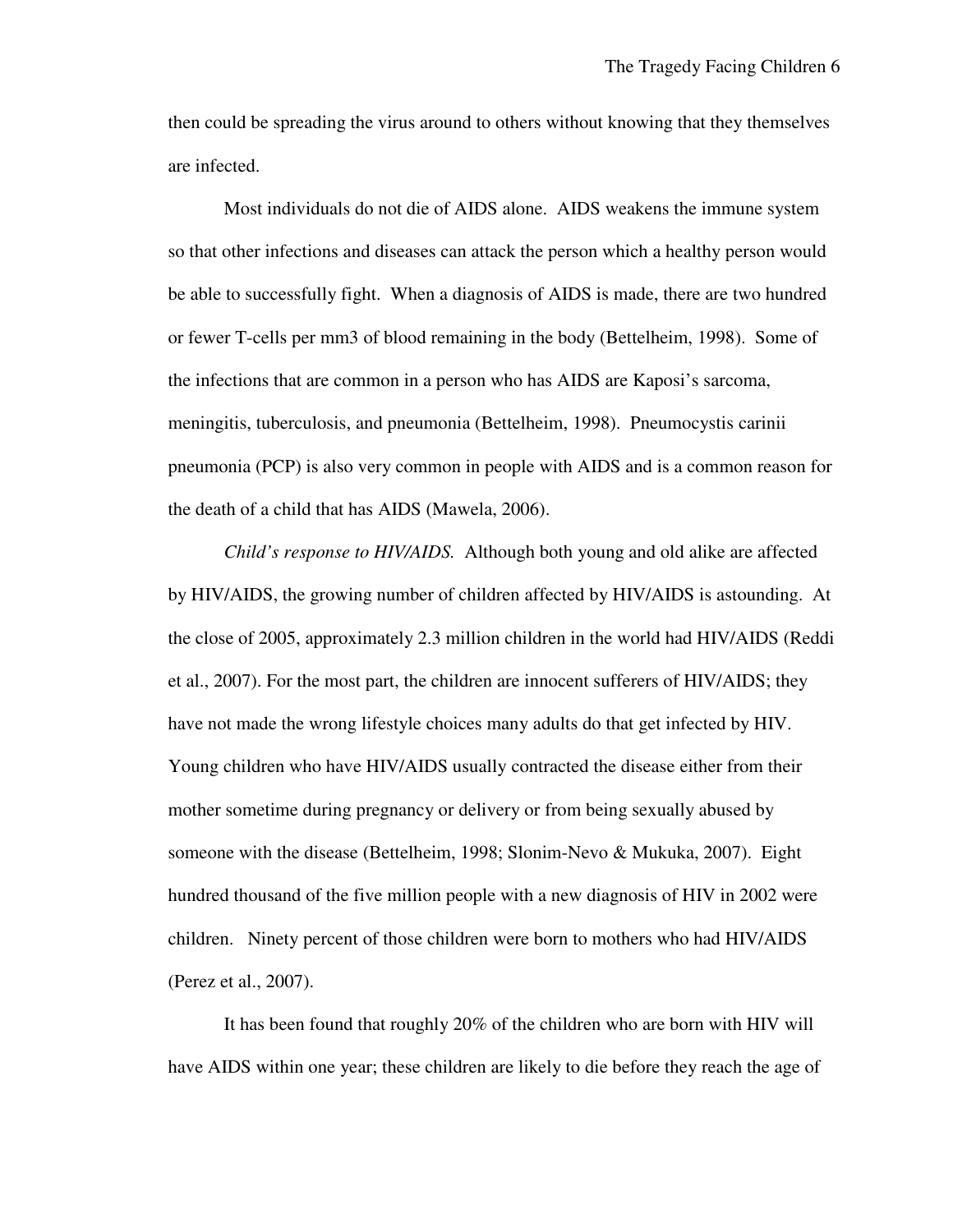then could be spreading the virus around to others without knowing that they themselves are infected.

Most individuals do not die of AIDS alone. AIDS weakens the immune system so that other infections and diseases can attack the person which a healthy person would be able to successfully fight. When a diagnosis of AIDS is made, there are two hundred or fewer T-cells per mm3 of blood remaining in the body (Bettelheim, 1998). Some of the infections that are common in a person who has AIDS are Kaposi's sarcoma, meningitis, tuberculosis, and pneumonia (Bettelheim, 1998). Pneumocystis carinii pneumonia (PCP) is also very common in people with AIDS and is a common reason for the death of a child that has AIDS (Mawela, 2006).

*Child's response to HIV/AIDS.* Although both young and old alike are affected by HIV/AIDS, the growing number of children affected by HIV/AIDS is astounding. At the close of 2005, approximately 2.3 million children in the world had HIV/AIDS (Reddi et al., 2007). For the most part, the children are innocent sufferers of HIV/AIDS; they have not made the wrong lifestyle choices many adults do that get infected by HIV. Young children who have HIV/AIDS usually contracted the disease either from their mother sometime during pregnancy or delivery or from being sexually abused by someone with the disease (Bettelheim, 1998; Slonim-Nevo & Mukuka, 2007). Eight hundred thousand of the five million people with a new diagnosis of HIV in 2002 were children. Ninety percent of those children were born to mothers who had HIV/AIDS (Perez et al., 2007).

It has been found that roughly 20% of the children who are born with HIV will have AIDS within one year; these children are likely to die before they reach the age of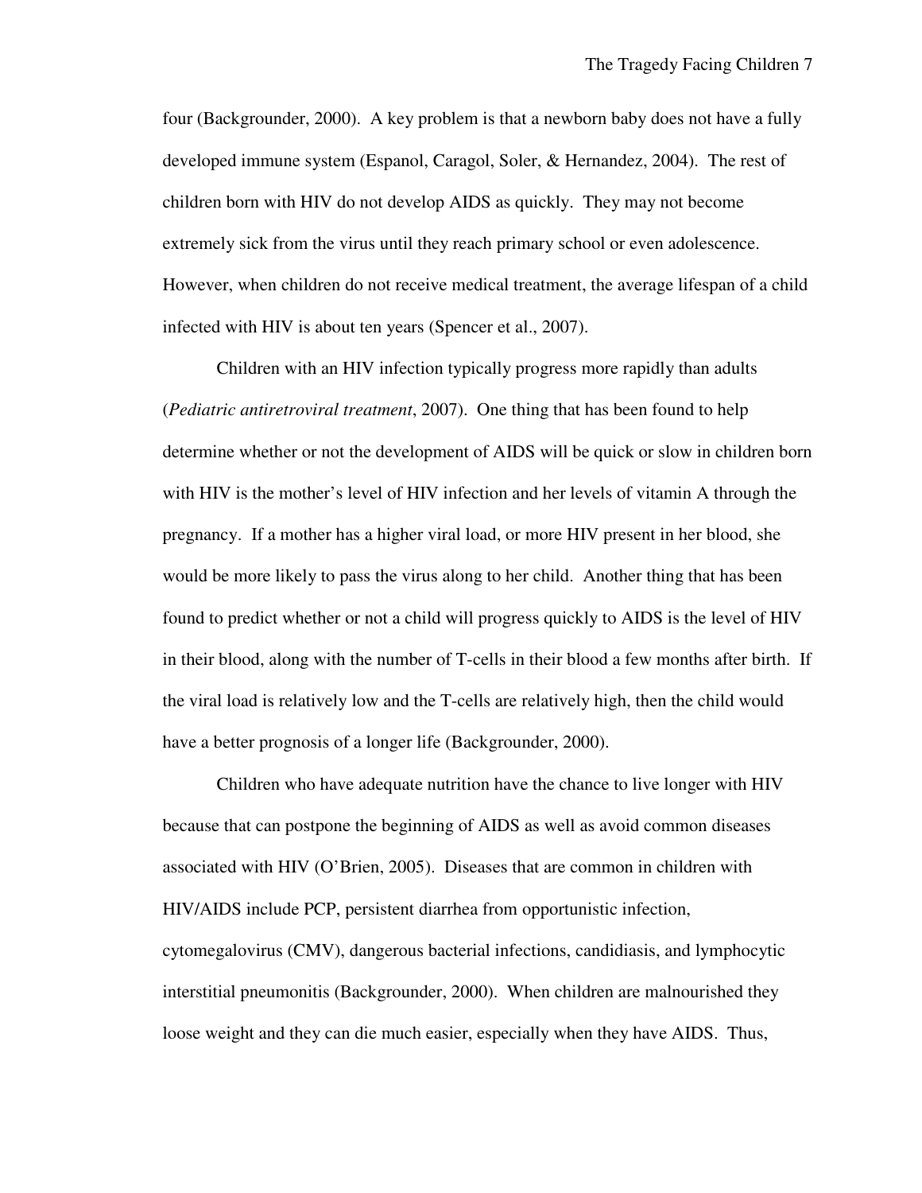four (Backgrounder, 2000). A key problem is that a newborn baby does not have a fully developed immune system (Espanol, Caragol, Soler, & Hernandez, 2004). The rest of children born with HIV do not develop AIDS as quickly. They may not become extremely sick from the virus until they reach primary school or even adolescence. However, when children do not receive medical treatment, the average lifespan of a child infected with HIV is about ten years (Spencer et al., 2007).

Children with an HIV infection typically progress more rapidly than adults (*Pediatric antiretroviral treatment*, 2007). One thing that has been found to help determine whether or not the development of AIDS will be quick or slow in children born with HIV is the mother's level of HIV infection and her levels of vitamin A through the pregnancy. If a mother has a higher viral load, or more HIV present in her blood, she would be more likely to pass the virus along to her child. Another thing that has been found to predict whether or not a child will progress quickly to AIDS is the level of HIV in their blood, along with the number of T-cells in their blood a few months after birth. If the viral load is relatively low and the T-cells are relatively high, then the child would have a better prognosis of a longer life (Backgrounder, 2000).

Children who have adequate nutrition have the chance to live longer with HIV because that can postpone the beginning of AIDS as well as avoid common diseases associated with HIV (O'Brien, 2005). Diseases that are common in children with HIV/AIDS include PCP, persistent diarrhea from opportunistic infection, cytomegalovirus (CMV), dangerous bacterial infections, candidiasis, and lymphocytic interstitial pneumonitis (Backgrounder, 2000). When children are malnourished they loose weight and they can die much easier, especially when they have AIDS. Thus,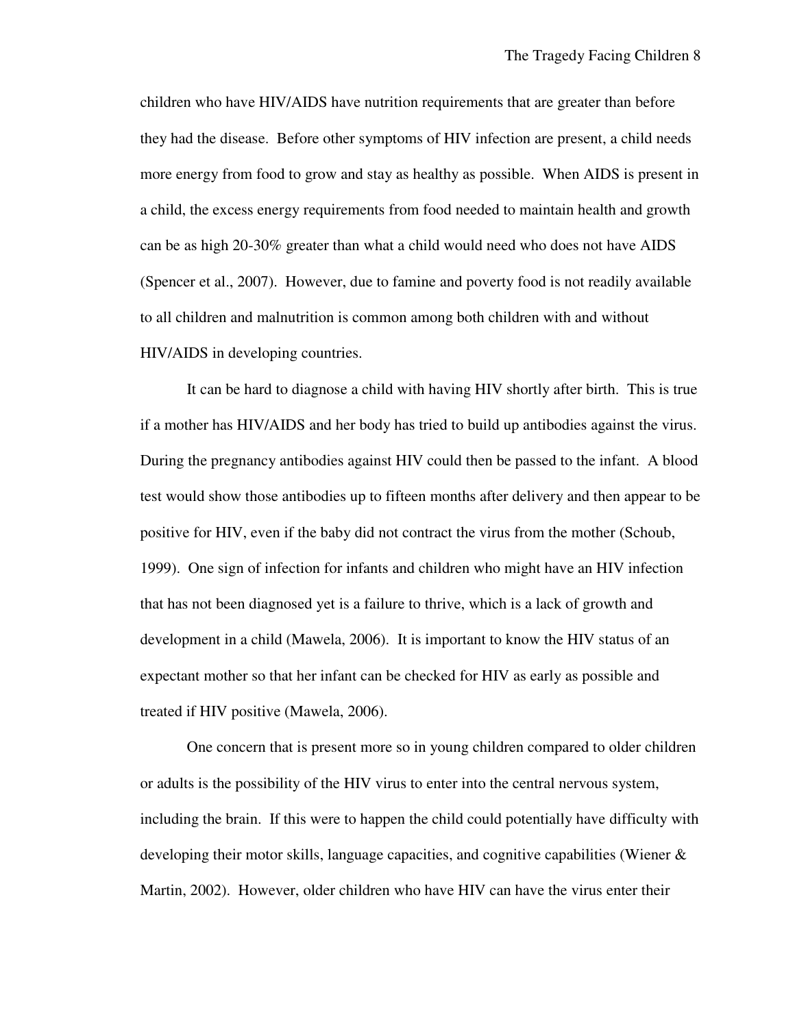children who have HIV/AIDS have nutrition requirements that are greater than before they had the disease. Before other symptoms of HIV infection are present, a child needs more energy from food to grow and stay as healthy as possible. When AIDS is present in a child, the excess energy requirements from food needed to maintain health and growth can be as high 20-30% greater than what a child would need who does not have AIDS (Spencer et al., 2007). However, due to famine and poverty food is not readily available to all children and malnutrition is common among both children with and without HIV/AIDS in developing countries.

It can be hard to diagnose a child with having HIV shortly after birth. This is true if a mother has HIV/AIDS and her body has tried to build up antibodies against the virus. During the pregnancy antibodies against HIV could then be passed to the infant. A blood test would show those antibodies up to fifteen months after delivery and then appear to be positive for HIV, even if the baby did not contract the virus from the mother (Schoub, 1999). One sign of infection for infants and children who might have an HIV infection that has not been diagnosed yet is a failure to thrive, which is a lack of growth and development in a child (Mawela, 2006). It is important to know the HIV status of an expectant mother so that her infant can be checked for HIV as early as possible and treated if HIV positive (Mawela, 2006).

One concern that is present more so in young children compared to older children or adults is the possibility of the HIV virus to enter into the central nervous system, including the brain. If this were to happen the child could potentially have difficulty with developing their motor skills, language capacities, and cognitive capabilities (Wiener & Martin, 2002). However, older children who have HIV can have the virus enter their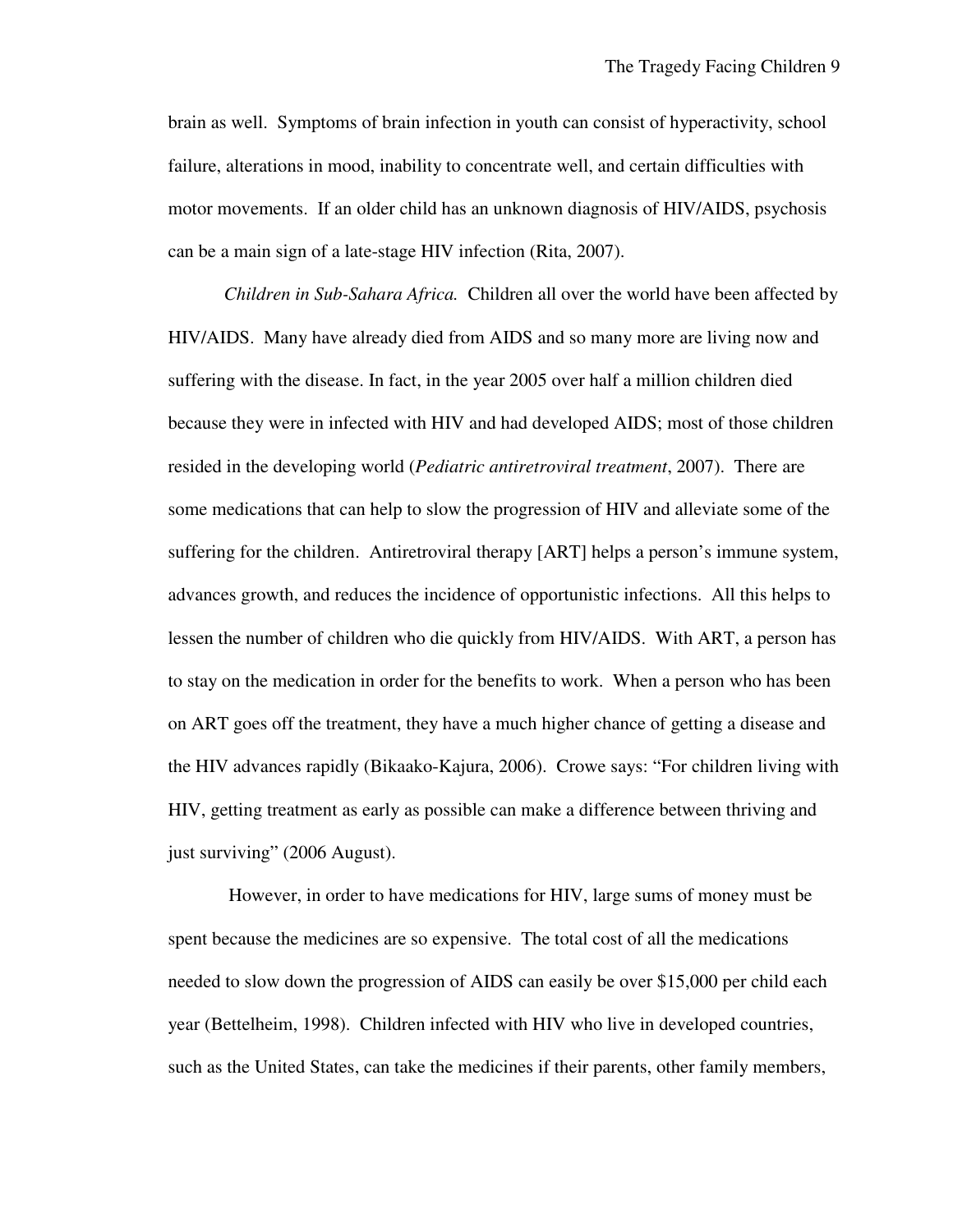brain as well. Symptoms of brain infection in youth can consist of hyperactivity, school failure, alterations in mood, inability to concentrate well, and certain difficulties with motor movements. If an older child has an unknown diagnosis of HIV/AIDS, psychosis can be a main sign of a late-stage HIV infection (Rita, 2007).

*Children in Sub-Sahara Africa.* Children all over the world have been affected by HIV/AIDS. Many have already died from AIDS and so many more are living now and suffering with the disease. In fact, in the year 2005 over half a million children died because they were in infected with HIV and had developed AIDS; most of those children resided in the developing world (*Pediatric antiretroviral treatment*, 2007). There are some medications that can help to slow the progression of HIV and alleviate some of the suffering for the children. Antiretroviral therapy [ART] helps a person's immune system, advances growth, and reduces the incidence of opportunistic infections. All this helps to lessen the number of children who die quickly from HIV/AIDS. With ART, a person has to stay on the medication in order for the benefits to work. When a person who has been on ART goes off the treatment, they have a much higher chance of getting a disease and the HIV advances rapidly (Bikaako-Kajura, 2006). Crowe says: "For children living with HIV, getting treatment as early as possible can make a difference between thriving and just surviving" (2006 August).

However, in order to have medications for HIV, large sums of money must be spent because the medicines are so expensive. The total cost of all the medications needed to slow down the progression of AIDS can easily be over $15,000 per child each year (Bettelheim, 1998). Children infected with HIV who live in developed countries, such as the United States, can take the medicines if their parents, other family members,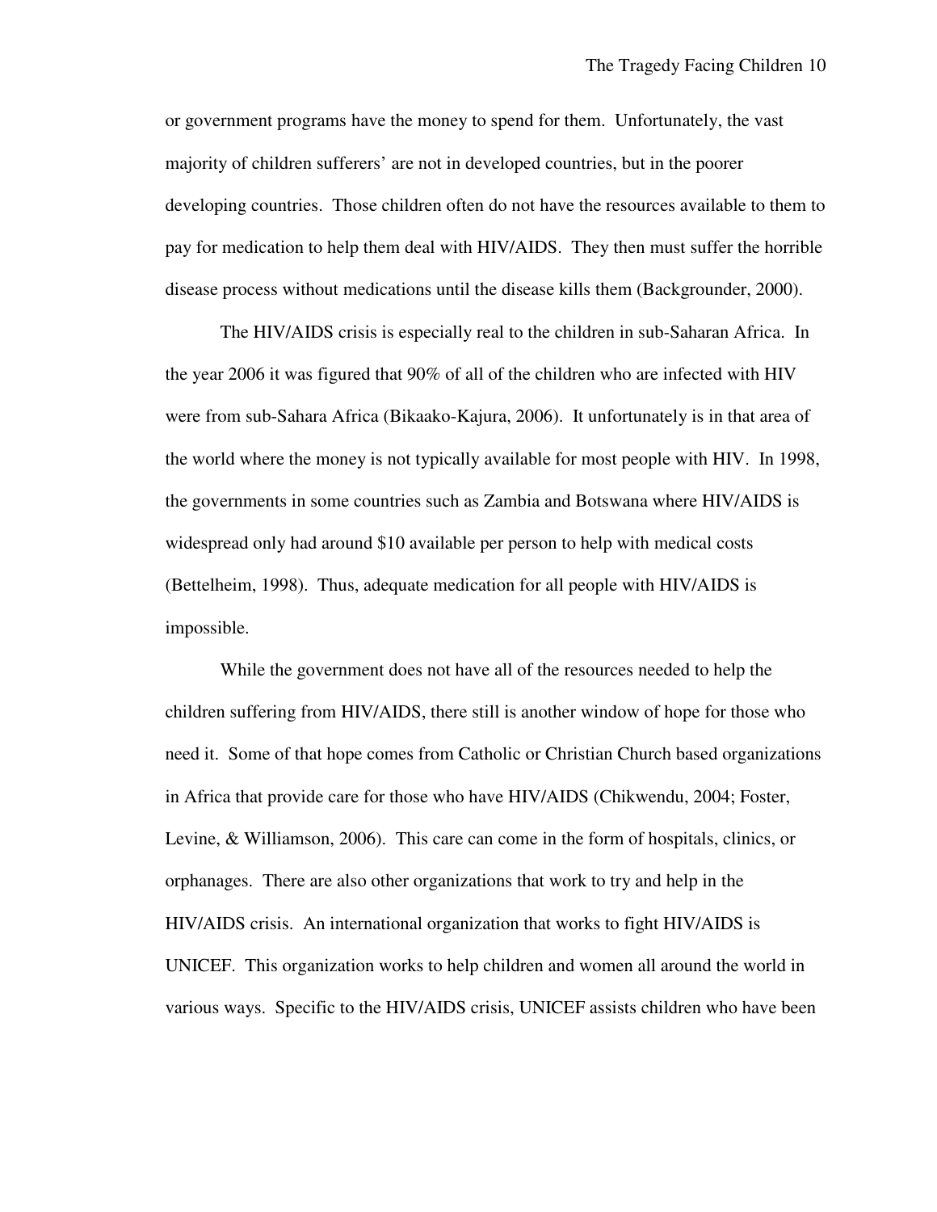or government programs have the money to spend for them. Unfortunately, the vast majority of children sufferers' are not in developed countries, but in the poorer developing countries. Those children often do not have the resources available to them to pay for medication to help them deal with HIV/AIDS. They then must suffer the horrible disease process without medications until the disease kills them (Backgrounder, 2000).

The HIV/AIDS crisis is especially real to the children in sub-Saharan Africa. In the year 2006 it was figured that 90% of all of the children who are infected with HIV were from sub-Sahara Africa (Bikaako-Kajura, 2006). It unfortunately is in that area of the world where the money is not typically available for most people with HIV. In 1998, the governments in some countries such as Zambia and Botswana where HIV/AIDS is widespread only had around $10 available per person to help with medical costs (Bettelheim, 1998). Thus, adequate medication for all people with HIV/AIDS is impossible.

While the government does not have all of the resources needed to help the children suffering from HIV/AIDS, there still is another window of hope for those who need it. Some of that hope comes from Catholic or Christian Church based organizations in Africa that provide care for those who have HIV/AIDS (Chikwendu, 2004; Foster, Levine, & Williamson, 2006). This care can come in the form of hospitals, clinics, or orphanages. There are also other organizations that work to try and help in the HIV/AIDS crisis. An international organization that works to fight HIV/AIDS is UNICEF. This organization works to help children and women all around the world in various ways. Specific to the HIV/AIDS crisis, UNICEF assists children who have been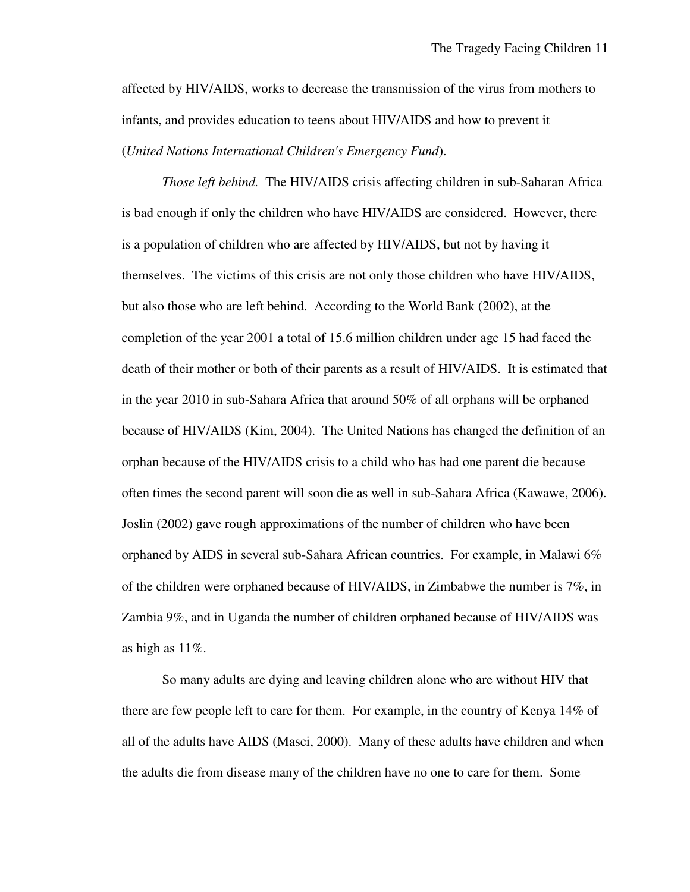affected by HIV/AIDS, works to decrease the transmission of the virus from mothers to infants, and provides education to teens about HIV/AIDS and how to prevent it (*United Nations International Children's Emergency Fund*).

*Those left behind.* The HIV/AIDS crisis affecting children in sub-Saharan Africa is bad enough if only the children who have HIV/AIDS are considered. However, there is a population of children who are affected by HIV/AIDS, but not by having it themselves. The victims of this crisis are not only those children who have HIV/AIDS, but also those who are left behind. According to the World Bank (2002), at the completion of the year 2001 a total of 15.6 million children under age 15 had faced the death of their mother or both of their parents as a result of HIV/AIDS. It is estimated that in the year 2010 in sub-Sahara Africa that around 50% of all orphans will be orphaned because of HIV/AIDS (Kim, 2004). The United Nations has changed the definition of an orphan because of the HIV/AIDS crisis to a child who has had one parent die because often times the second parent will soon die as well in sub-Sahara Africa (Kawawe, 2006). Joslin (2002) gave rough approximations of the number of children who have been orphaned by AIDS in several sub-Sahara African countries. For example, in Malawi 6% of the children were orphaned because of HIV/AIDS, in Zimbabwe the number is 7%, in Zambia 9%, and in Uganda the number of children orphaned because of HIV/AIDS was as high as 11%.

So many adults are dying and leaving children alone who are without HIV that there are few people left to care for them. For example, in the country of Kenya 14% of all of the adults have AIDS (Masci, 2000). Many of these adults have children and when the adults die from disease many of the children have no one to care for them. Some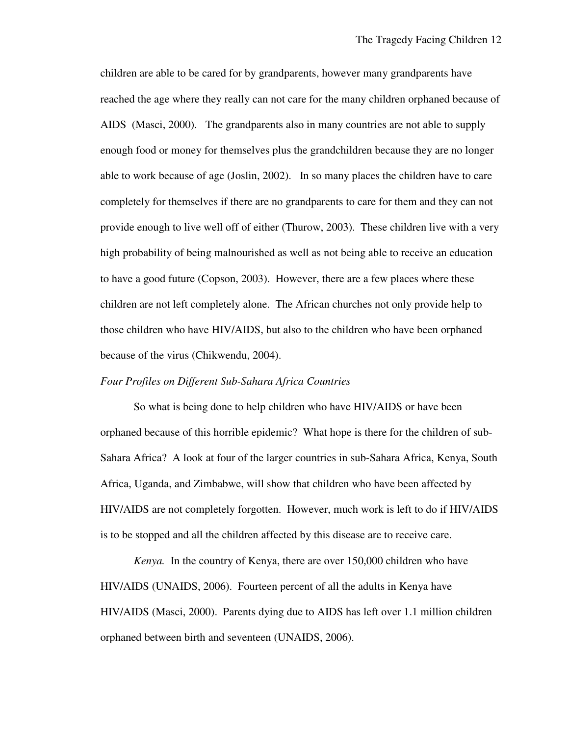children are able to be cared for by grandparents, however many grandparents have reached the age where they really can not care for the many children orphaned because of AIDS (Masci, 2000). The grandparents also in many countries are not able to supply enough food or money for themselves plus the grandchildren because they are no longer able to work because of age (Joslin, 2002). In so many places the children have to care completely for themselves if there are no grandparents to care for them and they can not provide enough to live well off of either (Thurow, 2003). These children live with a very high probability of being malnourished as well as not being able to receive an education to have a good future (Copson, 2003). However, there are a few places where these children are not left completely alone. The African churches not only provide help to those children who have HIV/AIDS, but also to the children who have been orphaned because of the virus (Chikwendu, 2004).

### *Four Profiles on Different Sub-Sahara Africa Countries*

So what is being done to help children who have HIV/AIDS or have been orphaned because of this horrible epidemic? What hope is there for the children of sub-Sahara Africa? A look at four of the larger countries in sub-Sahara Africa, Kenya, South Africa, Uganda, and Zimbabwe, will show that children who have been affected by HIV/AIDS are not completely forgotten. However, much work is left to do if HIV/AIDS is to be stopped and all the children affected by this disease are to receive care.

*Kenya.* In the country of Kenya, there are over 150,000 children who have HIV/AIDS (UNAIDS, 2006). Fourteen percent of all the adults in Kenya have HIV/AIDS (Masci, 2000). Parents dying due to AIDS has left over 1.1 million children orphaned between birth and seventeen (UNAIDS, 2006).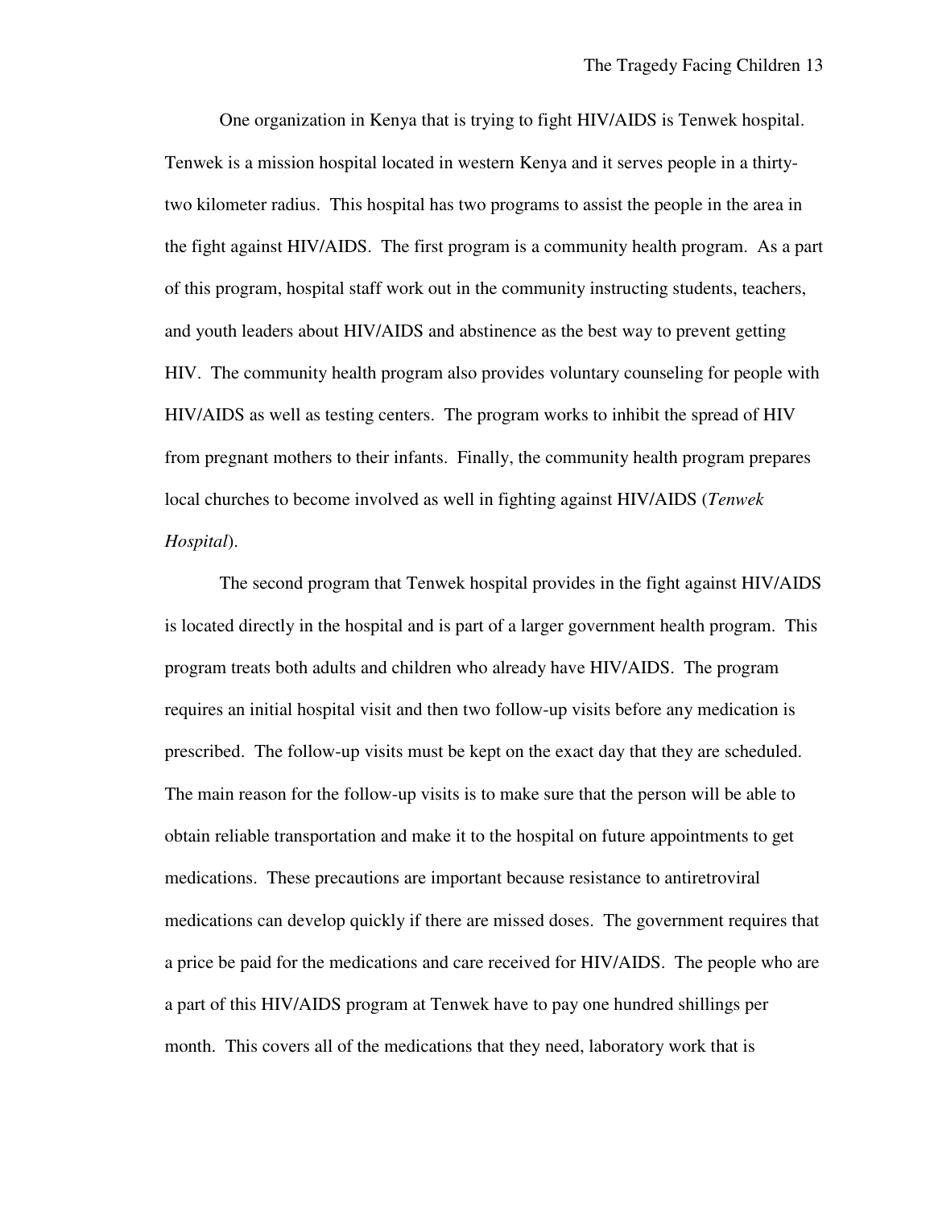One organization in Kenya that is trying to fight HIV/AIDS is Tenwek hospital. Tenwek is a mission hospital located in western Kenya and it serves people in a thirty-two kilometer radius. This hospital has two programs to assist the people in the area in the fight against HIV/AIDS. The first program is a community health program. As a part of this program, hospital staff work out in the community instructing students, teachers, and youth leaders about HIV/AIDS and abstinence as the best way to prevent getting HIV. The community health program also provides voluntary counseling for people with HIV/AIDS as well as testing centers. The program works to inhibit the spread of HIV from pregnant mothers to their infants. Finally, the community health program prepares local churches to become involved as well in fighting against HIV/AIDS (*Tenwek Hospital*).

The second program that Tenwek hospital provides in the fight against HIV/AIDS is located directly in the hospital and is part of a larger government health program. This program treats both adults and children who already have HIV/AIDS. The program requires an initial hospital visit and then two follow-up visits before any medication is prescribed. The follow-up visits must be kept on the exact day that they are scheduled. The main reason for the follow-up visits is to make sure that the person will be able to obtain reliable transportation and make it to the hospital on future appointments to get medications. These precautions are important because resistance to antiretroviral medications can develop quickly if there are missed doses. The government requires that a price be paid for the medications and care received for HIV/AIDS. The people who are a part of this HIV/AIDS program at Tenwek have to pay one hundred shillings per month. This covers all of the medications that they need, laboratory work that is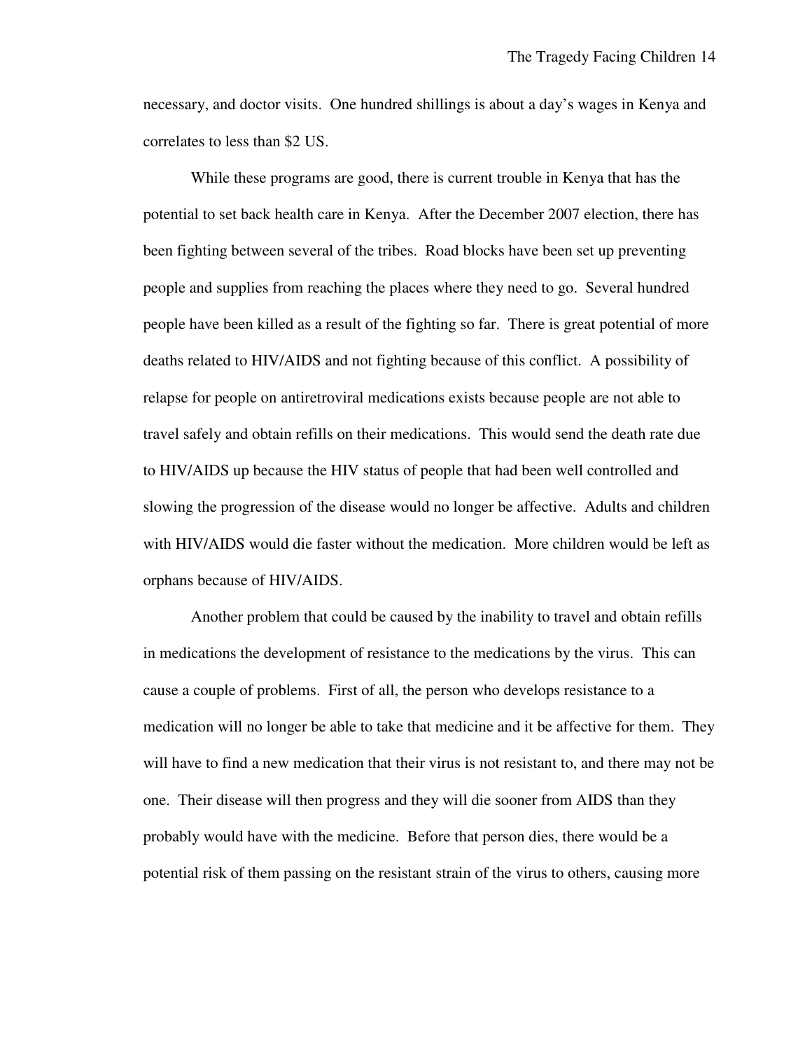necessary, and doctor visits. One hundred shillings is about a day's wages in Kenya and correlates to less than $2 US.

While these programs are good, there is current trouble in Kenya that has the potential to set back health care in Kenya. After the December 2007 election, there has been fighting between several of the tribes. Road blocks have been set up preventing people and supplies from reaching the places where they need to go. Several hundred people have been killed as a result of the fighting so far. There is great potential of more deaths related to HIV/AIDS and not fighting because of this conflict. A possibility of relapse for people on antiretroviral medications exists because people are not able to travel safely and obtain refills on their medications. This would send the death rate due to HIV/AIDS up because the HIV status of people that had been well controlled and slowing the progression of the disease would no longer be affective. Adults and children with HIV/AIDS would die faster without the medication. More children would be left as orphans because of HIV/AIDS.

Another problem that could be caused by the inability to travel and obtain refills in medications the development of resistance to the medications by the virus. This can cause a couple of problems. First of all, the person who develops resistance to a medication will no longer be able to take that medicine and it be affective for them. They will have to find a new medication that their virus is not resistant to, and there may not be one. Their disease will then progress and they will die sooner from AIDS than they probably would have with the medicine. Before that person dies, there would be a potential risk of them passing on the resistant strain of the virus to others, causing more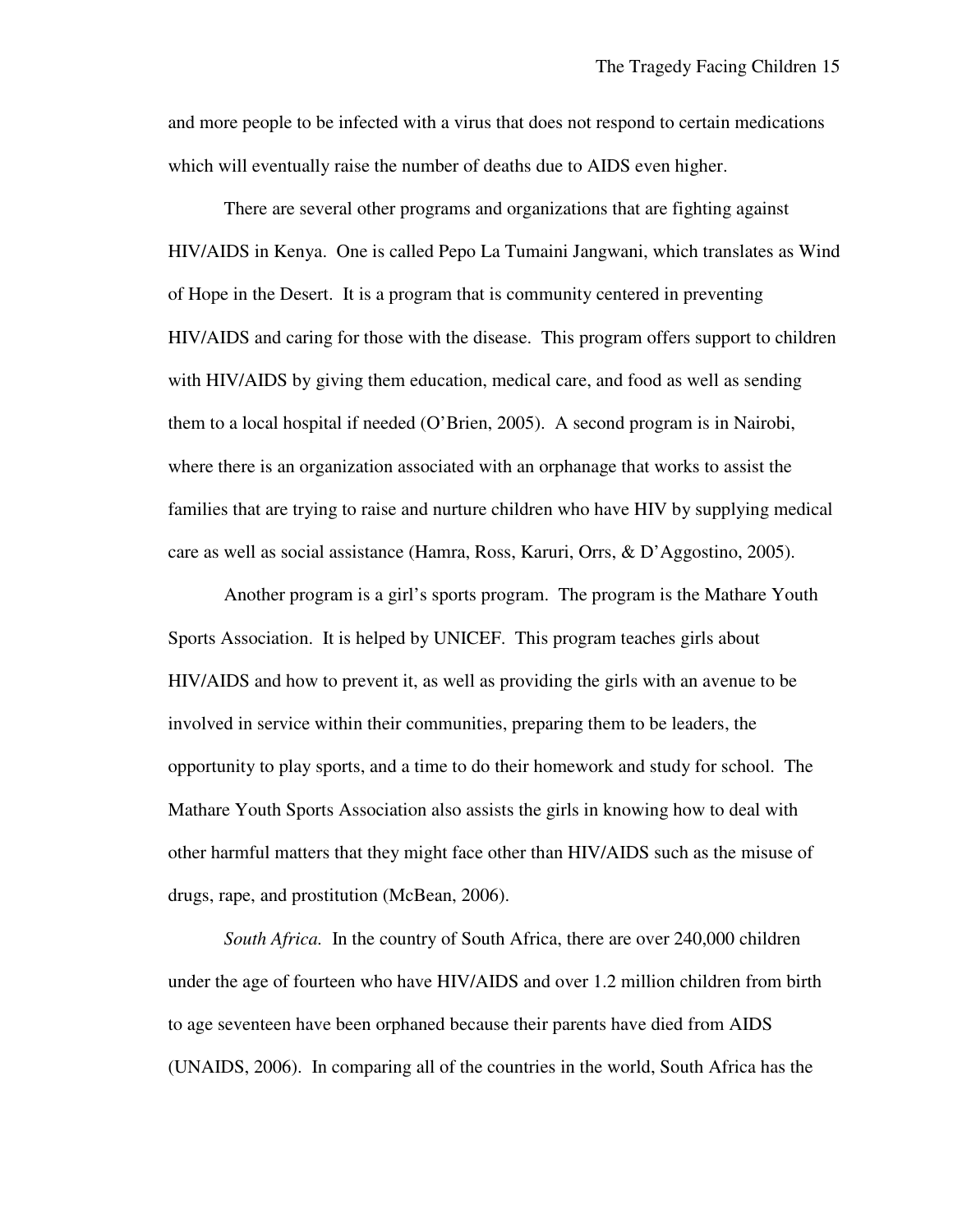and more people to be infected with a virus that does not respond to certain medications which will eventually raise the number of deaths due to AIDS even higher.

There are several other programs and organizations that are fighting against HIV/AIDS in Kenya. One is called Pepo La Tumaini Jangwani, which translates as Wind of Hope in the Desert. It is a program that is community centered in preventing HIV/AIDS and caring for those with the disease. This program offers support to children with HIV/AIDS by giving them education, medical care, and food as well as sending them to a local hospital if needed (O'Brien, 2005). A second program is in Nairobi, where there is an organization associated with an orphanage that works to assist the families that are trying to raise and nurture children who have HIV by supplying medical care as well as social assistance (Hamra, Ross, Karuri, Orrs, & D'Aggostino, 2005).

Another program is a girl's sports program. The program is the Mathare Youth Sports Association. It is helped by UNICEF. This program teaches girls about HIV/AIDS and how to prevent it, as well as providing the girls with an avenue to be involved in service within their communities, preparing them to be leaders, the opportunity to play sports, and a time to do their homework and study for school. The Mathare Youth Sports Association also assists the girls in knowing how to deal with other harmful matters that they might face other than HIV/AIDS such as the misuse of drugs, rape, and prostitution (McBean, 2006).

*South Africa.* In the country of South Africa, there are over 240,000 children under the age of fourteen who have HIV/AIDS and over 1.2 million children from birth to age seventeen have been orphaned because their parents have died from AIDS (UNAIDS, 2006). In comparing all of the countries in the world, South Africa has the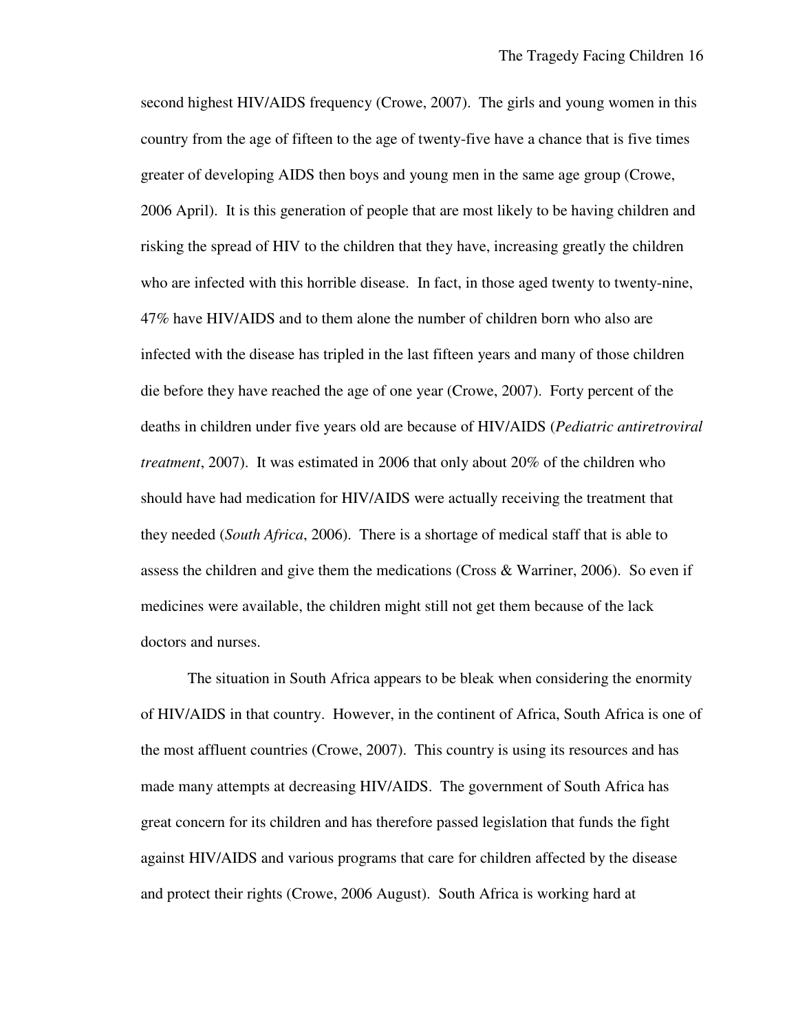second highest HIV/AIDS frequency (Crowe, 2007). The girls and young women in this country from the age of fifteen to the age of twenty-five have a chance that is five times greater of developing AIDS then boys and young men in the same age group (Crowe, 2006 April). It is this generation of people that are most likely to be having children and risking the spread of HIV to the children that they have, increasing greatly the children who are infected with this horrible disease. In fact, in those aged twenty to twenty-nine, 47% have HIV/AIDS and to them alone the number of children born who also are infected with the disease has tripled in the last fifteen years and many of those children die before they have reached the age of one year (Crowe, 2007). Forty percent of the deaths in children under five years old are because of HIV/AIDS (*Pediatric antiretroviral treatment*, 2007). It was estimated in 2006 that only about 20% of the children who should have had medication for HIV/AIDS were actually receiving the treatment that they needed (*South Africa*, 2006). There is a shortage of medical staff that is able to assess the children and give them the medications (Cross & Warriner, 2006). So even if medicines were available, the children might still not get them because of the lack doctors and nurses.

The situation in South Africa appears to be bleak when considering the enormity of HIV/AIDS in that country. However, in the continent of Africa, South Africa is one of the most affluent countries (Crowe, 2007). This country is using its resources and has made many attempts at decreasing HIV/AIDS. The government of South Africa has great concern for its children and has therefore passed legislation that funds the fight against HIV/AIDS and various programs that care for children affected by the disease and protect their rights (Crowe, 2006 August). South Africa is working hard at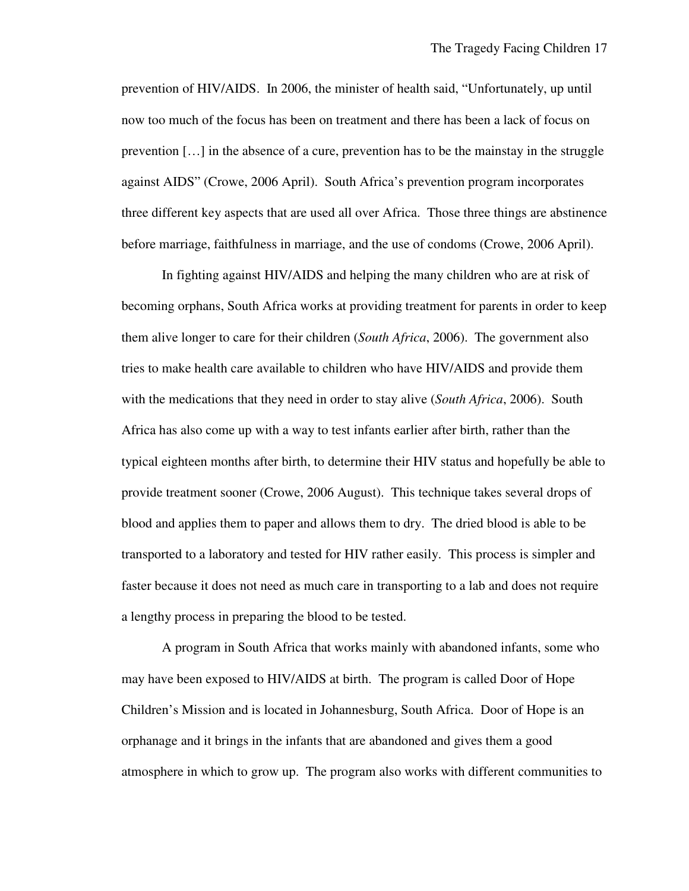prevention of HIV/AIDS. In 2006, the minister of health said, "Unfortunately, up until now too much of the focus has been on treatment and there has been a lack of focus on prevention […] in the absence of a cure, prevention has to be the mainstay in the struggle against AIDS" (Crowe, 2006 April). South Africa's prevention program incorporates three different key aspects that are used all over Africa. Those three things are abstinence before marriage, faithfulness in marriage, and the use of condoms (Crowe, 2006 April).

In fighting against HIV/AIDS and helping the many children who are at risk of becoming orphans, South Africa works at providing treatment for parents in order to keep them alive longer to care for their children (*South Africa*, 2006). The government also tries to make health care available to children who have HIV/AIDS and provide them with the medications that they need in order to stay alive (*South Africa*, 2006). South Africa has also come up with a way to test infants earlier after birth, rather than the typical eighteen months after birth, to determine their HIV status and hopefully be able to provide treatment sooner (Crowe, 2006 August). This technique takes several drops of blood and applies them to paper and allows them to dry. The dried blood is able to be transported to a laboratory and tested for HIV rather easily. This process is simpler and faster because it does not need as much care in transporting to a lab and does not require a lengthy process in preparing the blood to be tested.

A program in South Africa that works mainly with abandoned infants, some who may have been exposed to HIV/AIDS at birth. The program is called Door of Hope Children's Mission and is located in Johannesburg, South Africa. Door of Hope is an orphanage and it brings in the infants that are abandoned and gives them a good atmosphere in which to grow up. The program also works with different communities to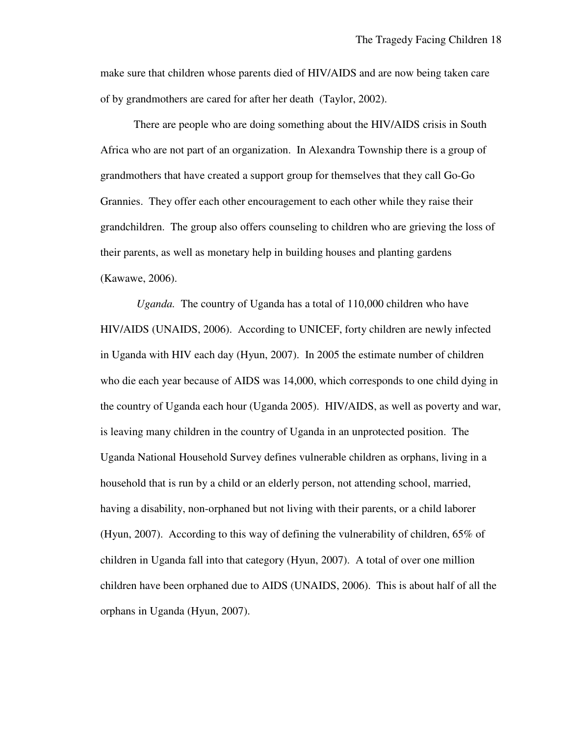make sure that children whose parents died of HIV/AIDS and are now being taken care of by grandmothers are cared for after her death (Taylor, 2002).

There are people who are doing something about the HIV/AIDS crisis in South Africa who are not part of an organization. In Alexandra Township there is a group of grandmothers that have created a support group for themselves that they call Go-Go Grannies. They offer each other encouragement to each other while they raise their grandchildren. The group also offers counseling to children who are grieving the loss of their parents, as well as monetary help in building houses and planting gardens (Kawawe, 2006).

*Uganda.* The country of Uganda has a total of 110,000 children who have HIV/AIDS (UNAIDS, 2006). According to UNICEF, forty children are newly infected in Uganda with HIV each day (Hyun, 2007). In 2005 the estimate number of children who die each year because of AIDS was 14,000, which corresponds to one child dying in the country of Uganda each hour (Uganda 2005). HIV/AIDS, as well as poverty and war, is leaving many children in the country of Uganda in an unprotected position. The Uganda National Household Survey defines vulnerable children as orphans, living in a household that is run by a child or an elderly person, not attending school, married, having a disability, non-orphaned but not living with their parents, or a child laborer (Hyun, 2007). According to this way of defining the vulnerability of children, 65% of children in Uganda fall into that category (Hyun, 2007). A total of over one million children have been orphaned due to AIDS (UNAIDS, 2006). This is about half of all the orphans in Uganda (Hyun, 2007).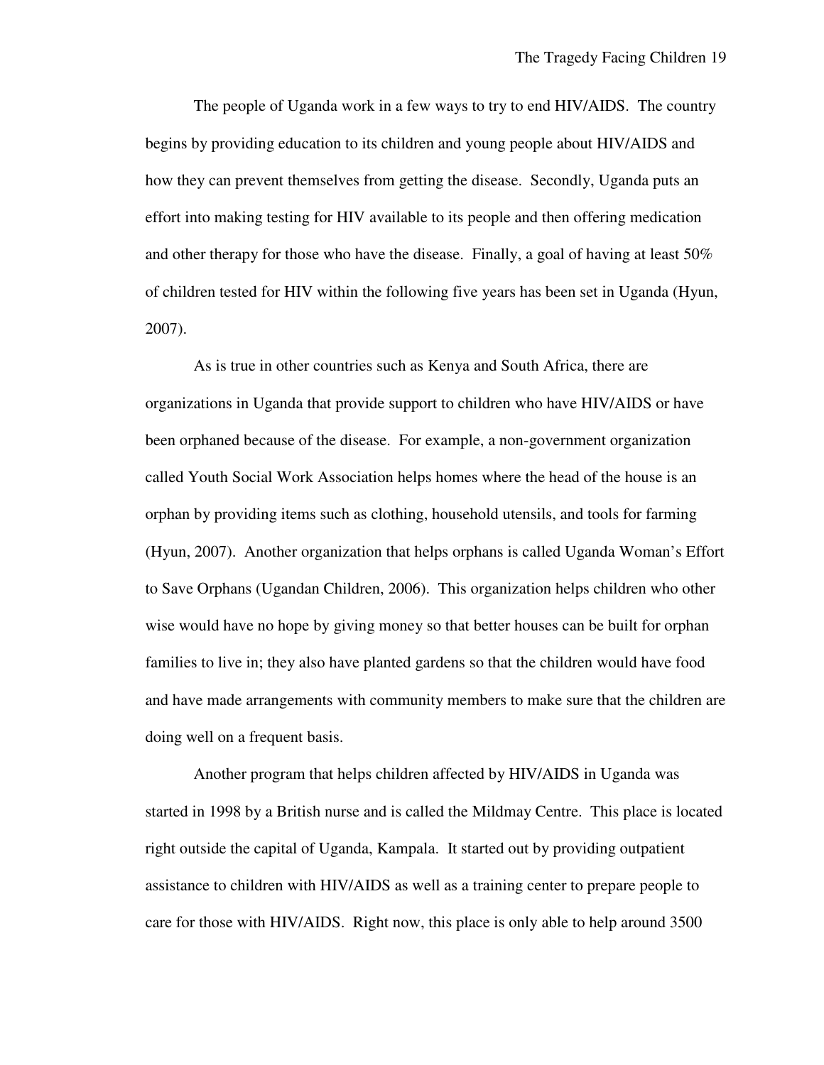The people of Uganda work in a few ways to try to end HIV/AIDS. The country begins by providing education to its children and young people about HIV/AIDS and how they can prevent themselves from getting the disease. Secondly, Uganda puts an effort into making testing for HIV available to its people and then offering medication and other therapy for those who have the disease. Finally, a goal of having at least 50% of children tested for HIV within the following five years has been set in Uganda (Hyun, 2007).

As is true in other countries such as Kenya and South Africa, there are organizations in Uganda that provide support to children who have HIV/AIDS or have been orphaned because of the disease. For example, a non-government organization called Youth Social Work Association helps homes where the head of the house is an orphan by providing items such as clothing, household utensils, and tools for farming (Hyun, 2007). Another organization that helps orphans is called Uganda Woman's Effort to Save Orphans (Ugandan Children, 2006). This organization helps children who other wise would have no hope by giving money so that better houses can be built for orphan families to live in; they also have planted gardens so that the children would have food and have made arrangements with community members to make sure that the children are doing well on a frequent basis.

Another program that helps children affected by HIV/AIDS in Uganda was started in 1998 by a British nurse and is called the Mildmay Centre. This place is located right outside the capital of Uganda, Kampala. It started out by providing outpatient assistance to children with HIV/AIDS as well as a training center to prepare people to care for those with HIV/AIDS. Right now, this place is only able to help around 3500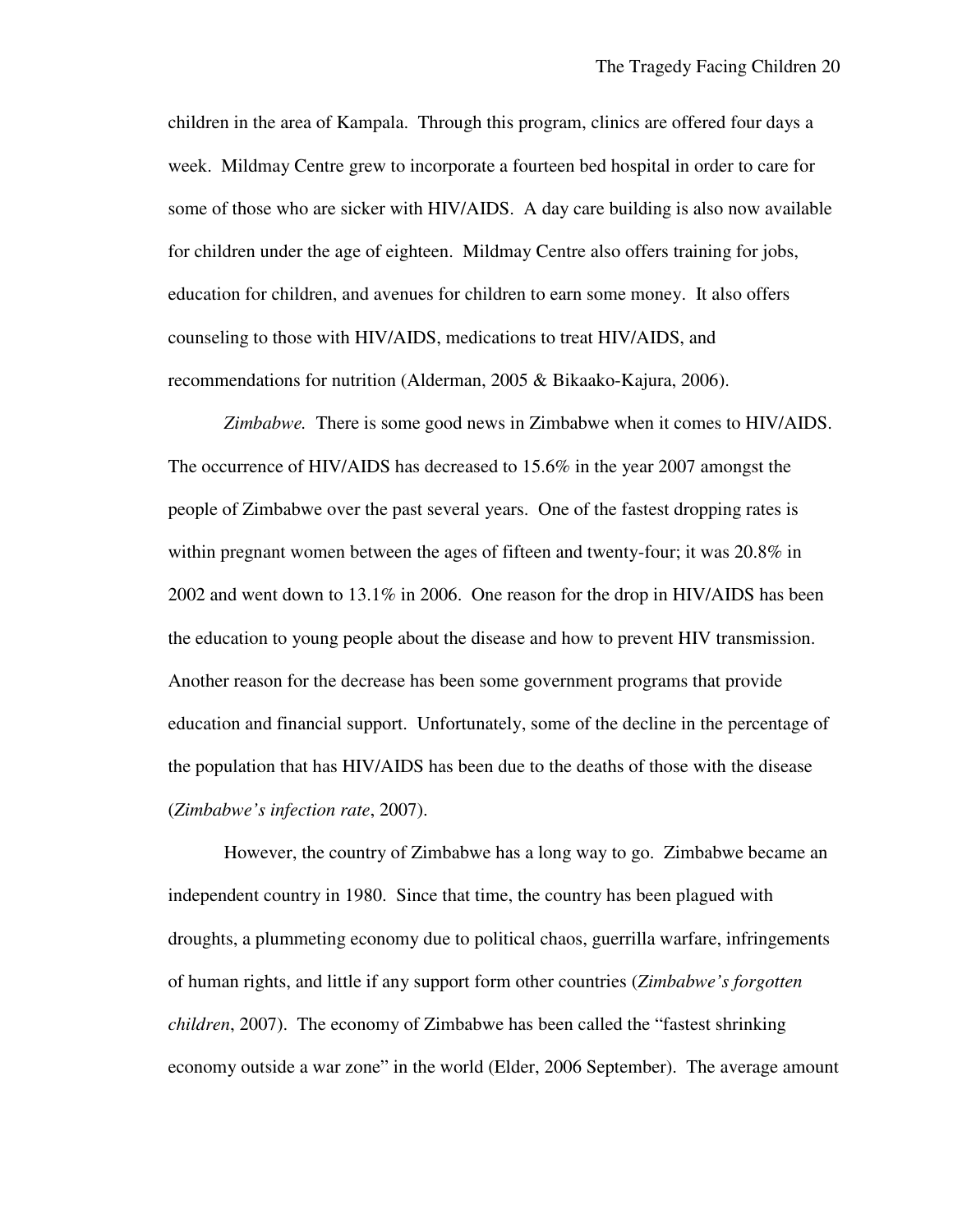children in the area of Kampala. Through this program, clinics are offered four days a week. Mildmay Centre grew to incorporate a fourteen bed hospital in order to care for some of those who are sicker with HIV/AIDS. A day care building is also now available for children under the age of eighteen. Mildmay Centre also offers training for jobs, education for children, and avenues for children to earn some money. It also offers counseling to those with HIV/AIDS, medications to treat HIV/AIDS, and recommendations for nutrition (Alderman, 2005 & Bikaako-Kajura, 2006).

*Zimbabwe.* There is some good news in Zimbabwe when it comes to HIV/AIDS. The occurrence of HIV/AIDS has decreased to 15.6% in the year 2007 amongst the people of Zimbabwe over the past several years. One of the fastest dropping rates is within pregnant women between the ages of fifteen and twenty-four; it was 20.8% in 2002 and went down to 13.1% in 2006. One reason for the drop in HIV/AIDS has been the education to young people about the disease and how to prevent HIV transmission. Another reason for the decrease has been some government programs that provide education and financial support. Unfortunately, some of the decline in the percentage of the population that has HIV/AIDS has been due to the deaths of those with the disease (*Zimbabwe's infection rate*, 2007).

However, the country of Zimbabwe has a long way to go. Zimbabwe became an independent country in 1980. Since that time, the country has been plagued with droughts, a plummeting economy due to political chaos, guerrilla warfare, infringements of human rights, and little if any support form other countries (*Zimbabwe's forgotten children*, 2007). The economy of Zimbabwe has been called the "fastest shrinking economy outside a war zone" in the world (Elder, 2006 September). The average amount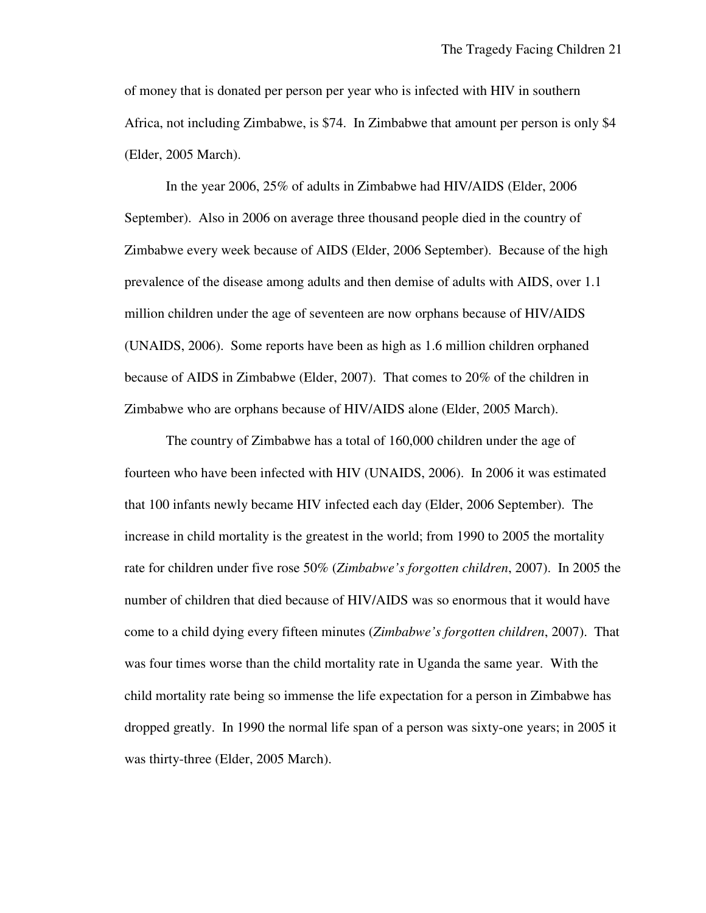of money that is donated per person per year who is infected with HIV in southern Africa, not including Zimbabwe, is $74. In Zimbabwe that amount per person is only $4 (Elder, 2005 March).

In the year 2006, 25% of adults in Zimbabwe had HIV/AIDS (Elder, 2006 September). Also in 2006 on average three thousand people died in the country of Zimbabwe every week because of AIDS (Elder, 2006 September). Because of the high prevalence of the disease among adults and then demise of adults with AIDS, over 1.1 million children under the age of seventeen are now orphans because of HIV/AIDS (UNAIDS, 2006). Some reports have been as high as 1.6 million children orphaned because of AIDS in Zimbabwe (Elder, 2007). That comes to 20% of the children in Zimbabwe who are orphans because of HIV/AIDS alone (Elder, 2005 March).

The country of Zimbabwe has a total of 160,000 children under the age of fourteen who have been infected with HIV (UNAIDS, 2006). In 2006 it was estimated that 100 infants newly became HIV infected each day (Elder, 2006 September). The increase in child mortality is the greatest in the world; from 1990 to 2005 the mortality rate for children under five rose 50% (*Zimbabwe's forgotten children*, 2007). In 2005 the number of children that died because of HIV/AIDS was so enormous that it would have come to a child dying every fifteen minutes (*Zimbabwe's forgotten children*, 2007). That was four times worse than the child mortality rate in Uganda the same year. With the child mortality rate being so immense the life expectation for a person in Zimbabwe has dropped greatly. In 1990 the normal life span of a person was sixty-one years; in 2005 it was thirty-three (Elder, 2005 March).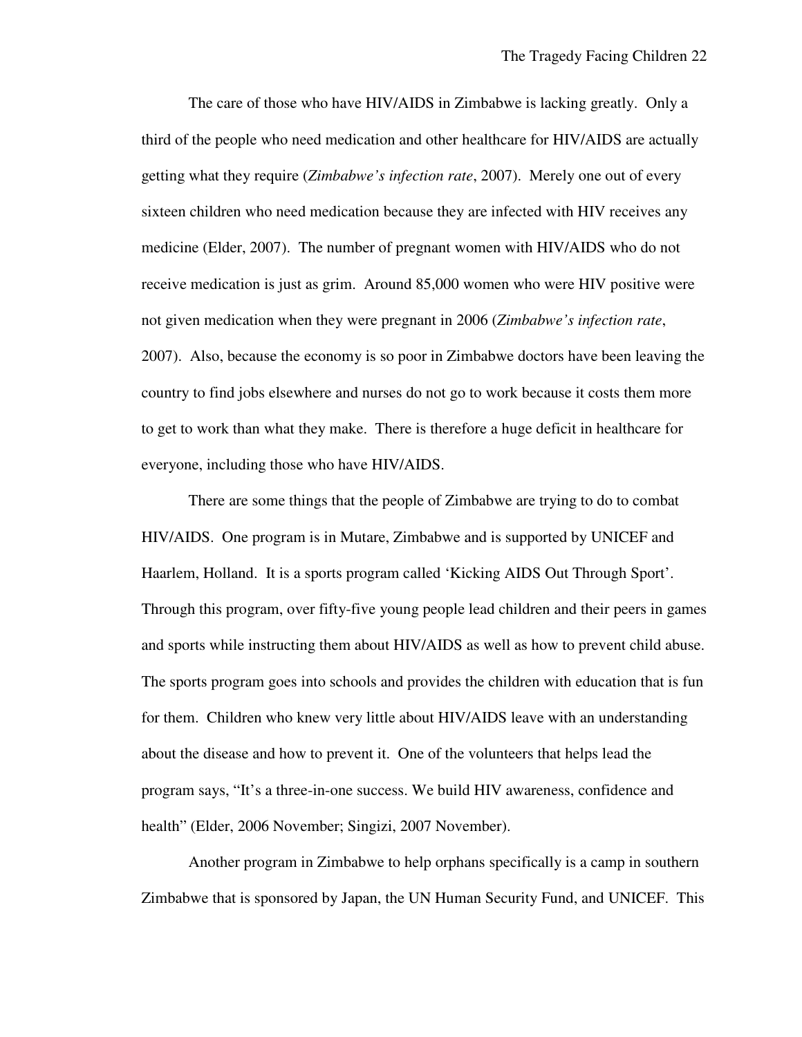The care of those who have HIV/AIDS in Zimbabwe is lacking greatly. Only a third of the people who need medication and other healthcare for HIV/AIDS are actually getting what they require (*Zimbabwe's infection rate*, 2007). Merely one out of every sixteen children who need medication because they are infected with HIV receives any medicine (Elder, 2007). The number of pregnant women with HIV/AIDS who do not receive medication is just as grim. Around 85,000 women who were HIV positive were not given medication when they were pregnant in 2006 (*Zimbabwe's infection rate*, 2007). Also, because the economy is so poor in Zimbabwe doctors have been leaving the country to find jobs elsewhere and nurses do not go to work because it costs them more to get to work than what they make. There is therefore a huge deficit in healthcare for everyone, including those who have HIV/AIDS.

There are some things that the people of Zimbabwe are trying to do to combat HIV/AIDS. One program is in Mutare, Zimbabwe and is supported by UNICEF and Haarlem, Holland. It is a sports program called 'Kicking AIDS Out Through Sport'. Through this program, over fifty-five young people lead children and their peers in games and sports while instructing them about HIV/AIDS as well as how to prevent child abuse. The sports program goes into schools and provides the children with education that is fun for them. Children who knew very little about HIV/AIDS leave with an understanding about the disease and how to prevent it. One of the volunteers that helps lead the program says, "It's a three-in-one success. We build HIV awareness, confidence and health" (Elder, 2006 November; Singizi, 2007 November).

Another program in Zimbabwe to help orphans specifically is a camp in southern Zimbabwe that is sponsored by Japan, the UN Human Security Fund, and UNICEF. This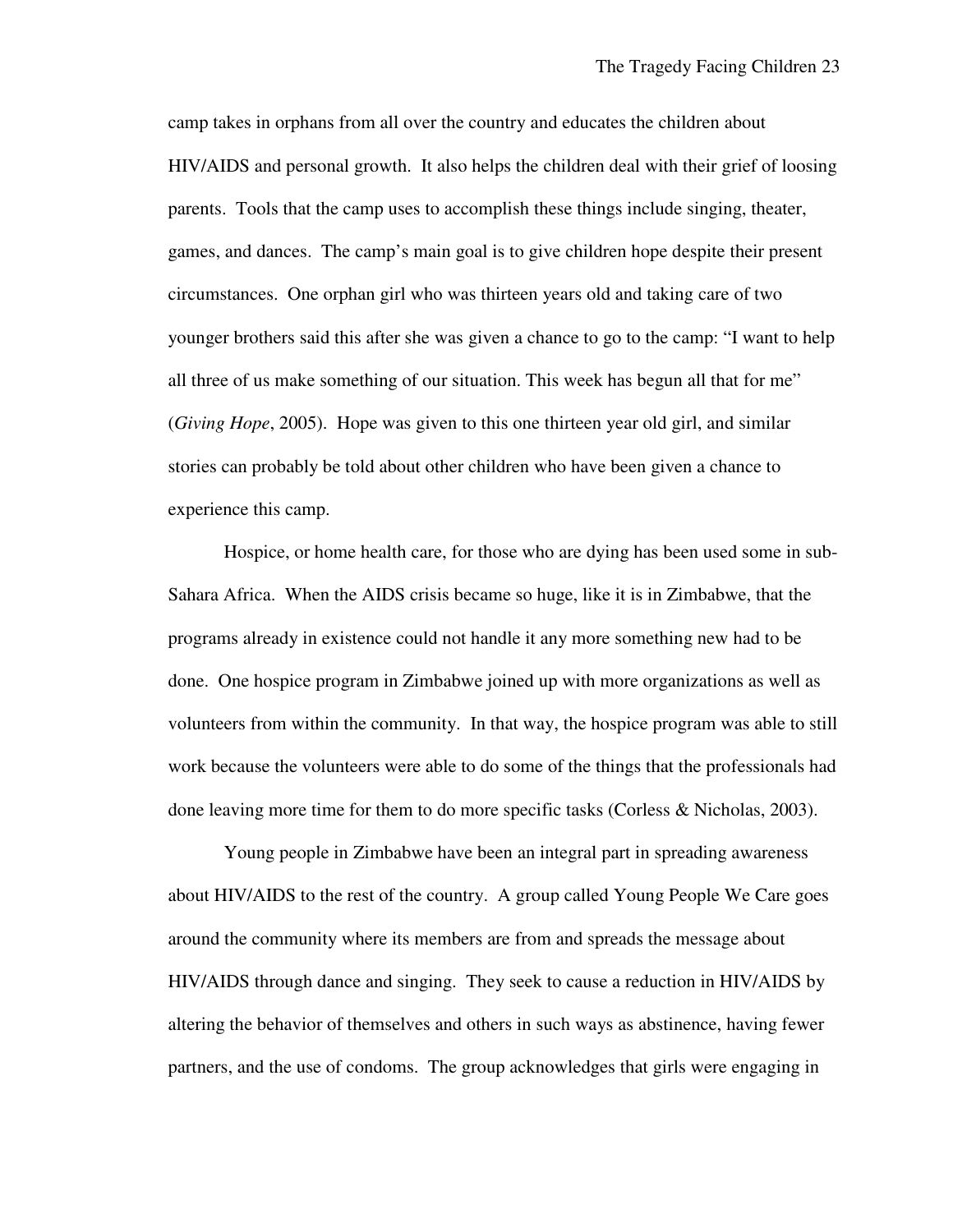camp takes in orphans from all over the country and educates the children about HIV/AIDS and personal growth. It also helps the children deal with their grief of loosing parents. Tools that the camp uses to accomplish these things include singing, theater, games, and dances. The camp's main goal is to give children hope despite their present circumstances. One orphan girl who was thirteen years old and taking care of two younger brothers said this after she was given a chance to go to the camp: "I want to help all three of us make something of our situation. This week has begun all that for me" (*Giving Hope*, 2005). Hope was given to this one thirteen year old girl, and similar stories can probably be told about other children who have been given a chance to experience this camp.

Hospice, or home health care, for those who are dying has been used some in sub-Sahara Africa. When the AIDS crisis became so huge, like it is in Zimbabwe, that the programs already in existence could not handle it any more something new had to be done. One hospice program in Zimbabwe joined up with more organizations as well as volunteers from within the community. In that way, the hospice program was able to still work because the volunteers were able to do some of the things that the professionals had done leaving more time for them to do more specific tasks (Corless & Nicholas, 2003).

Young people in Zimbabwe have been an integral part in spreading awareness about HIV/AIDS to the rest of the country. A group called Young People We Care goes around the community where its members are from and spreads the message about HIV/AIDS through dance and singing. They seek to cause a reduction in HIV/AIDS by altering the behavior of themselves and others in such ways as abstinence, having fewer partners, and the use of condoms. The group acknowledges that girls were engaging in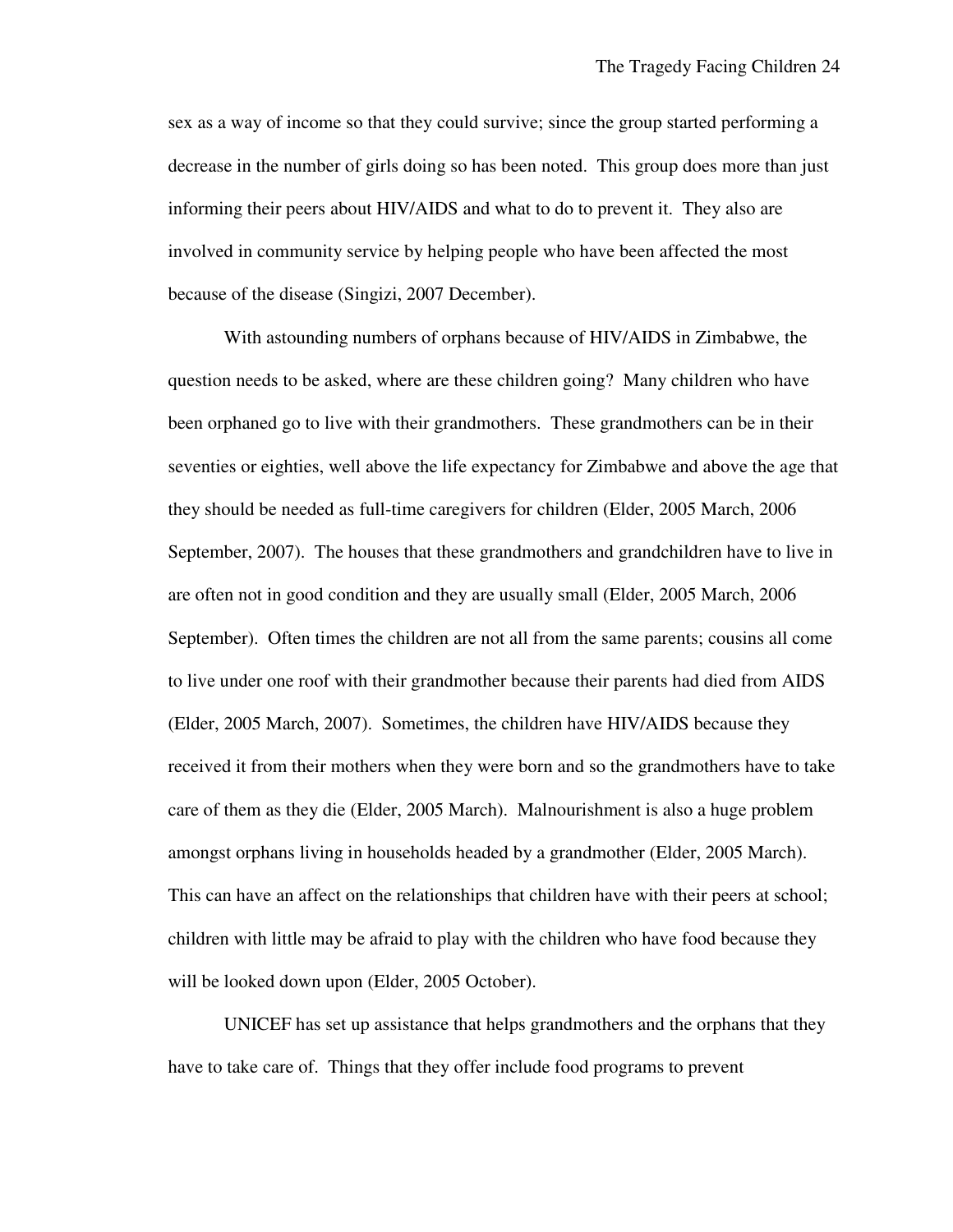sex as a way of income so that they could survive; since the group started performing a decrease in the number of girls doing so has been noted. This group does more than just informing their peers about HIV/AIDS and what to do to prevent it. They also are involved in community service by helping people who have been affected the most because of the disease (Singizi, 2007 December).

With astounding numbers of orphans because of HIV/AIDS in Zimbabwe, the question needs to be asked, where are these children going? Many children who have been orphaned go to live with their grandmothers. These grandmothers can be in their seventies or eighties, well above the life expectancy for Zimbabwe and above the age that they should be needed as full-time caregivers for children (Elder, 2005 March, 2006 September, 2007). The houses that these grandmothers and grandchildren have to live in are often not in good condition and they are usually small (Elder, 2005 March, 2006 September). Often times the children are not all from the same parents; cousins all come to live under one roof with their grandmother because their parents had died from AIDS (Elder, 2005 March, 2007). Sometimes, the children have HIV/AIDS because they received it from their mothers when they were born and so the grandmothers have to take care of them as they die (Elder, 2005 March). Malnourishment is also a huge problem amongst orphans living in households headed by a grandmother (Elder, 2005 March). This can have an affect on the relationships that children have with their peers at school; children with little may be afraid to play with the children who have food because they will be looked down upon (Elder, 2005 October).

UNICEF has set up assistance that helps grandmothers and the orphans that they have to take care of. Things that they offer include food programs to prevent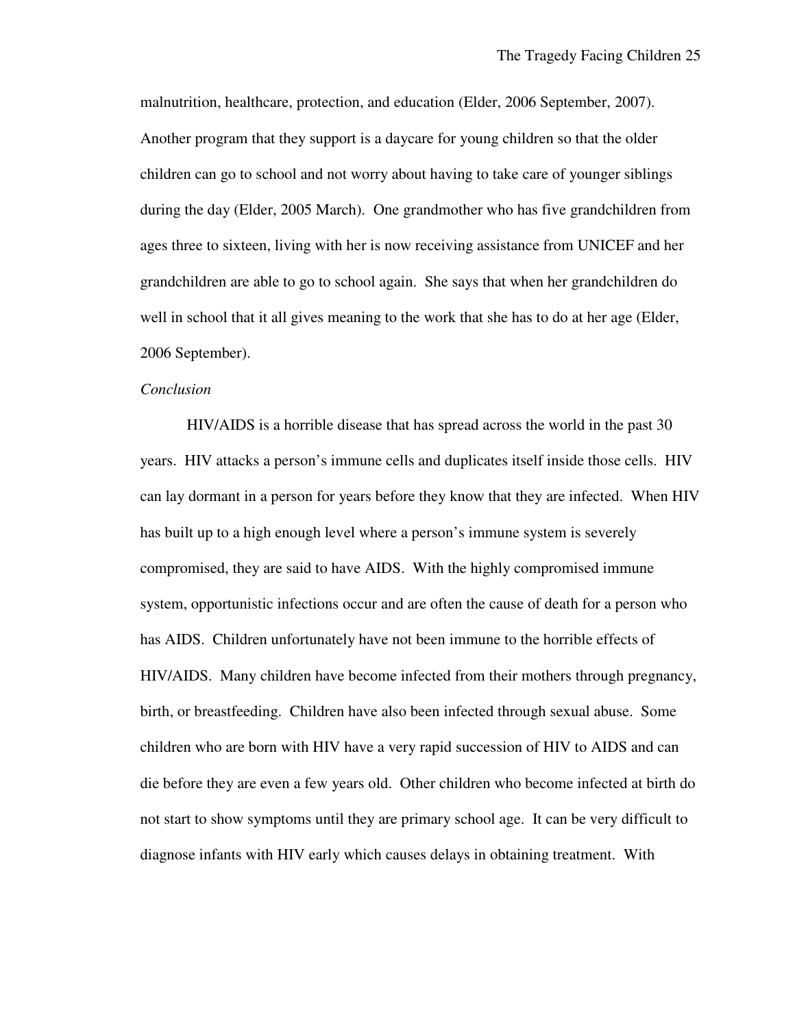malnutrition, healthcare, protection, and education (Elder, 2006 September, 2007). Another program that they support is a daycare for young children so that the older children can go to school and not worry about having to take care of younger siblings during the day (Elder, 2005 March). One grandmother who has five grandchildren from ages three to sixteen, living with her is now receiving assistance from UNICEF and her grandchildren are able to go to school again. She says that when her grandchildren do well in school that it all gives meaning to the work that she has to do at her age (Elder, 2006 September).

*Conclusion*

HIV/AIDS is a horrible disease that has spread across the world in the past 30 years. HIV attacks a person's immune cells and duplicates itself inside those cells. HIV can lay dormant in a person for years before they know that they are infected. When HIV has built up to a high enough level where a person's immune system is severely compromised, they are said to have AIDS. With the highly compromised immune system, opportunistic infections occur and are often the cause of death for a person who has AIDS. Children unfortunately have not been immune to the horrible effects of HIV/AIDS. Many children have become infected from their mothers through pregnancy, birth, or breastfeeding. Children have also been infected through sexual abuse. Some children who are born with HIV have a very rapid succession of HIV to AIDS and can die before they are even a few years old. Other children who become infected at birth do not start to show symptoms until they are primary school age. It can be very difficult to diagnose infants with HIV early which causes delays in obtaining treatment. With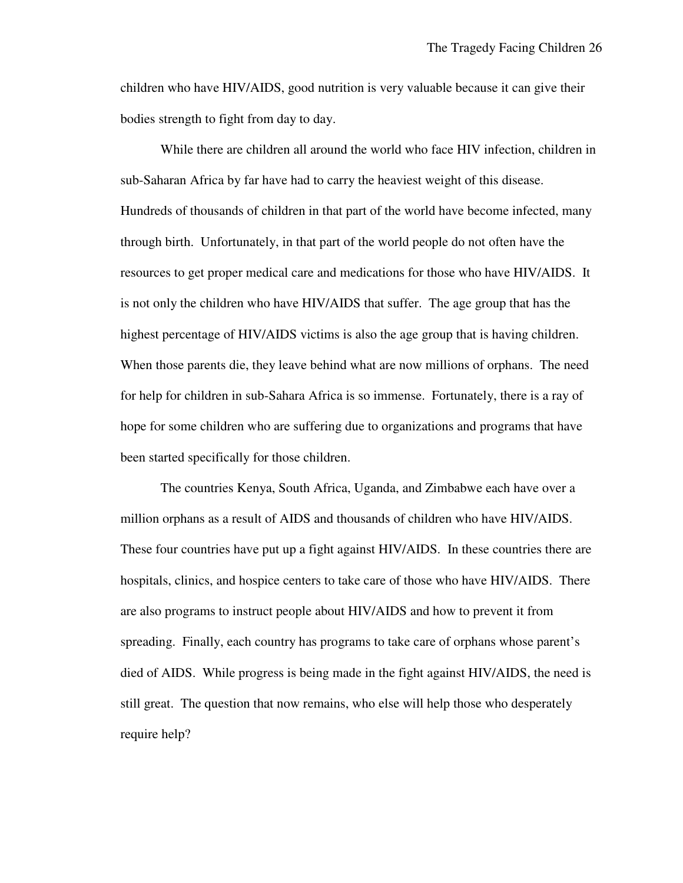children who have HIV/AIDS, good nutrition is very valuable because it can give their bodies strength to fight from day to day.

While there are children all around the world who face HIV infection, children in sub-Saharan Africa by far have had to carry the heaviest weight of this disease. Hundreds of thousands of children in that part of the world have become infected, many through birth. Unfortunately, in that part of the world people do not often have the resources to get proper medical care and medications for those who have HIV/AIDS. It is not only the children who have HIV/AIDS that suffer. The age group that has the highest percentage of HIV/AIDS victims is also the age group that is having children. When those parents die, they leave behind what are now millions of orphans. The need for help for children in sub-Sahara Africa is so immense. Fortunately, there is a ray of hope for some children who are suffering due to organizations and programs that have been started specifically for those children.

The countries Kenya, South Africa, Uganda, and Zimbabwe each have over a million orphans as a result of AIDS and thousands of children who have HIV/AIDS. These four countries have put up a fight against HIV/AIDS. In these countries there are hospitals, clinics, and hospice centers to take care of those who have HIV/AIDS. There are also programs to instruct people about HIV/AIDS and how to prevent it from spreading. Finally, each country has programs to take care of orphans whose parent's died of AIDS. While progress is being made in the fight against HIV/AIDS, the need is still great. The question that now remains, who else will help those who desperately require help?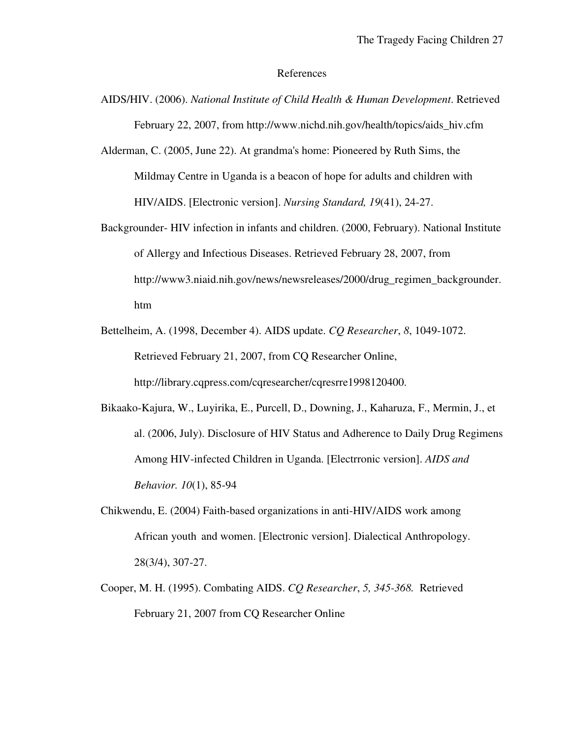# References

AIDS/HIV. (2006). *National Institute of Child Health & Human Development*. Retrieved February 22, 2007, from http://www.nichd.nih.gov/health/topics/aids_hiv.cfm

Alderman, C. (2005, June 22). At grandma's home: Pioneered by Ruth Sims, the Mildmay Centre in Uganda is a beacon of hope for adults and children with HIV/AIDS. [Electronic version]. *Nursing Standard, 19*(41), 24-27.

Backgrounder- HIV infection in infants and children. (2000, February). National Institute of Allergy and Infectious Diseases. Retrieved February 28, 2007, from http://www3.niaid.nih.gov/news/newsreleases/2000/drug_regimen_backgrounder.htm

Bettelheim, A. (1998, December 4). AIDS update. *CQ Researcher*, *8*, 1049-1072. Retrieved February 21, 2007, from CQ Researcher Online, http://library.cqpress.com/cqresearcher/cqresrre1998120400.

Bikaako-Kajura, W., Luyirika, E., Purcell, D., Downing, J., Kaharuza, F., Mermin, J., et al. (2006, July). Disclosure of HIV Status and Adherence to Daily Drug Regimens Among HIV-infected Children in Uganda. [Electrronic version]. *AIDS and Behavior. 10*(1), 85-94

Chikwendu, E. (2004) Faith-based organizations in anti-HIV/AIDS work among African youth and women. [Electronic version]. Dialectical Anthropology. 28(3/4), 307-27.

Cooper, M. H. (1995). Combating AIDS. *CQ Researcher*, *5, 345-368.* Retrieved February 21, 2007 from CQ Researcher Online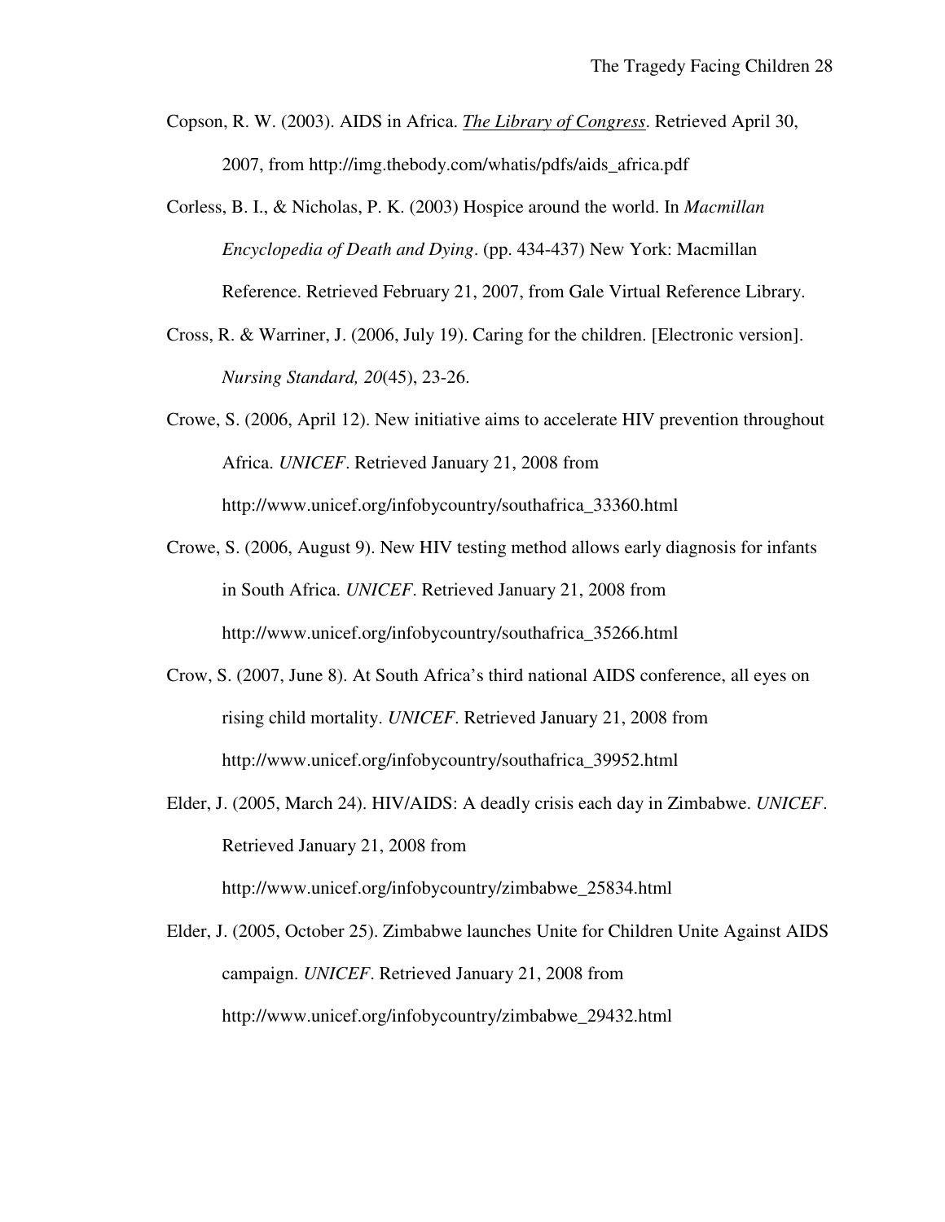Copson, R. W. (2003). AIDS in Africa. *The Library of Congress*. Retrieved April 30, 2007, from http://img.thebody.com/whatis/pdfs/aids_africa.pdf

Corless, B. I., & Nicholas, P. K. (2003) Hospice around the world. In *Macmillan Encyclopedia of Death and Dying*. (pp. 434-437) New York: Macmillan Reference. Retrieved February 21, 2007, from Gale Virtual Reference Library.

Cross, R. & Warriner, J. (2006, July 19). Caring for the children. [Electronic version]. *Nursing Standard, 20*(45), 23-26.

Crowe, S. (2006, April 12). New initiative aims to accelerate HIV prevention throughout Africa. *UNICEF*. Retrieved January 21, 2008 from http://www.unicef.org/infobycountry/southafrica_33360.html

Crowe, S. (2006, August 9). New HIV testing method allows early diagnosis for infants in South Africa. *UNICEF*. Retrieved January 21, 2008 from http://www.unicef.org/infobycountry/southafrica_35266.html

Crow, S. (2007, June 8). At South Africa's third national AIDS conference, all eyes on rising child mortality. *UNICEF*. Retrieved January 21, 2008 from http://www.unicef.org/infobycountry/southafrica_39952.html

Elder, J. (2005, March 24). HIV/AIDS: A deadly crisis each day in Zimbabwe. *UNICEF*. Retrieved January 21, 2008 from http://www.unicef.org/infobycountry/zimbabwe_25834.html

Elder, J. (2005, October 25). Zimbabwe launches Unite for Children Unite Against AIDS campaign. *UNICEF*. Retrieved January 21, 2008 from http://www.unicef.org/infobycountry/zimbabwe_29432.html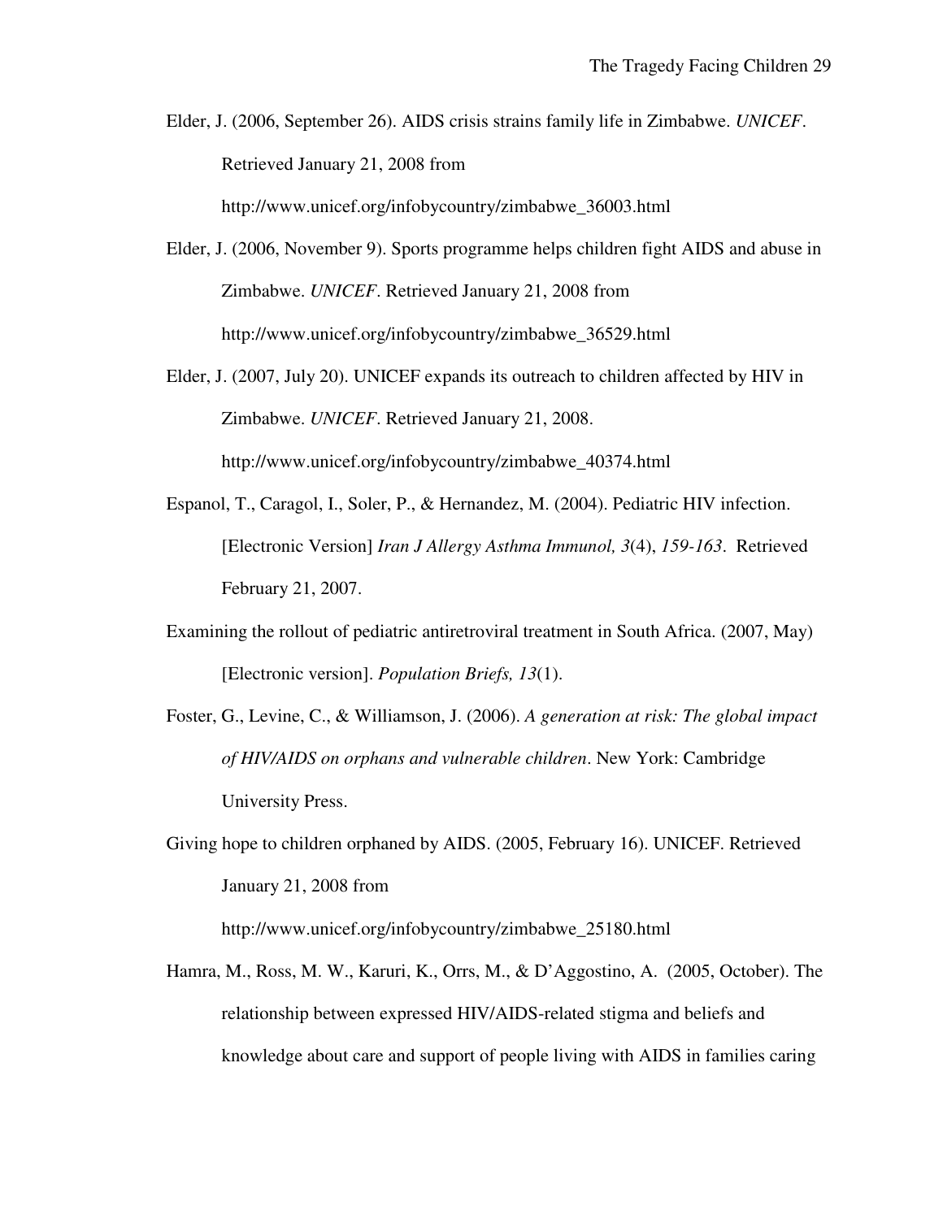Elder, J. (2006, September 26). AIDS crisis strains family life in Zimbabwe. *UNICEF*. Retrieved January 21, 2008 from http://www.unicef.org/infobycountry/zimbabwe_36003.html

Elder, J. (2006, November 9). Sports programme helps children fight AIDS and abuse in Zimbabwe. *UNICEF*. Retrieved January 21, 2008 from http://www.unicef.org/infobycountry/zimbabwe_36529.html

Elder, J. (2007, July 20). UNICEF expands its outreach to children affected by HIV in Zimbabwe. *UNICEF*. Retrieved January 21, 2008. http://www.unicef.org/infobycountry/zimbabwe_40374.html

Espanol, T., Caragol, I., Soler, P., & Hernandez, M. (2004). Pediatric HIV infection. [Electronic Version] *Iran J Allergy Asthma Immunol, 3*(4), *159-163*. Retrieved February 21, 2007.

Examining the rollout of pediatric antiretroviral treatment in South Africa. (2007, May) [Electronic version]. *Population Briefs, 13*(1).

Foster, G., Levine, C., & Williamson, J. (2006). *A generation at risk: The global impact of HIV/AIDS on orphans and vulnerable children*. New York: Cambridge University Press.

Giving hope to children orphaned by AIDS. (2005, February 16). UNICEF. Retrieved January 21, 2008 from http://www.unicef.org/infobycountry/zimbabwe_25180.html

Hamra, M., Ross, M. W., Karuri, K., Orrs, M., & D'Aggostino, A. (2005, October). The relationship between expressed HIV/AIDS-related stigma and beliefs and knowledge about care and support of people living with AIDS in families caring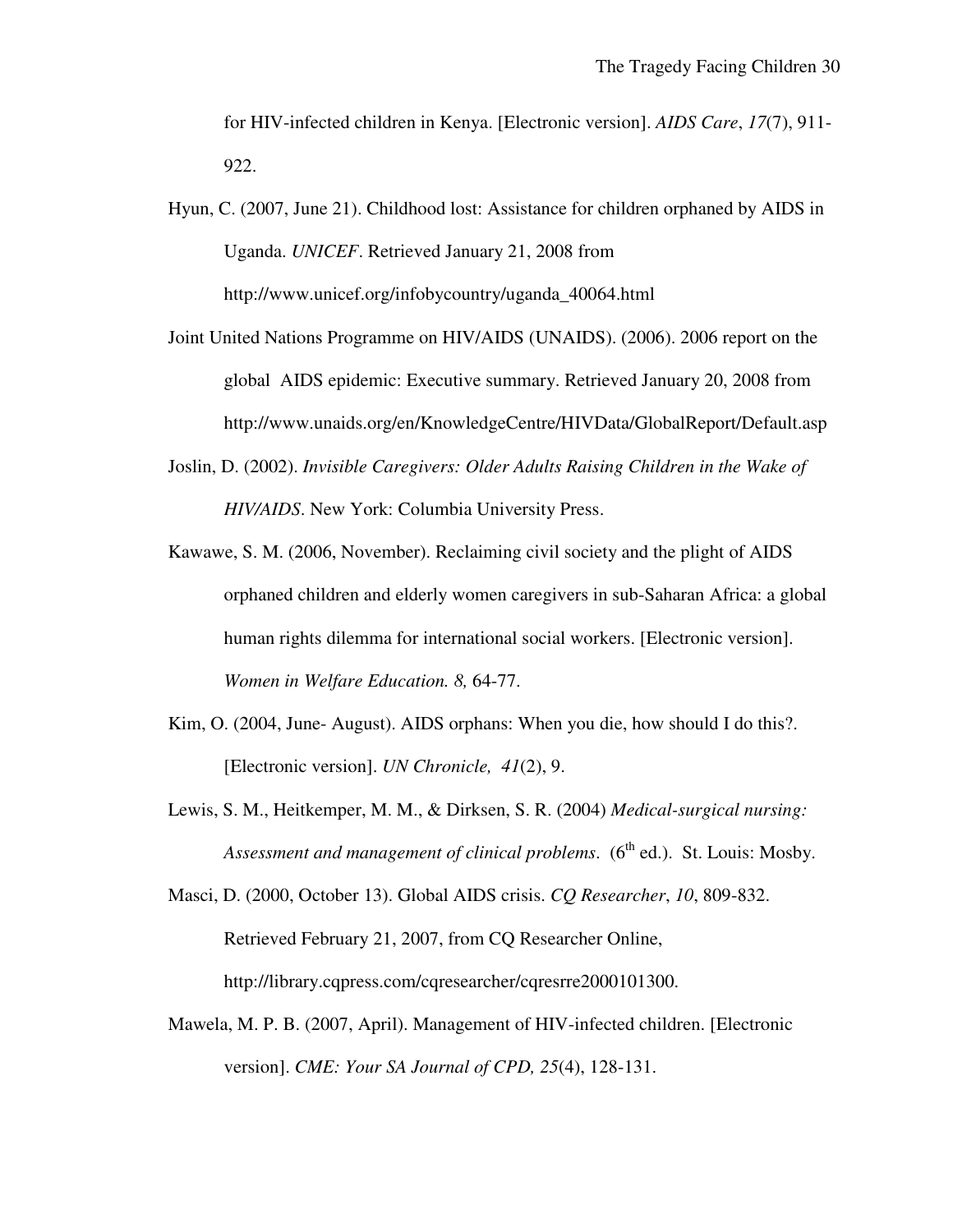for HIV-infected children in Kenya. [Electronic version]. *AIDS Care*, *17*(7), 911-922.

Hyun, C. (2007, June 21). Childhood lost: Assistance for children orphaned by AIDS in Uganda. *UNICEF*. Retrieved January 21, 2008 from http://www.unicef.org/infobycountry/uganda_40064.html

Joint United Nations Programme on HIV/AIDS (UNAIDS). (2006). 2006 report on the global AIDS epidemic: Executive summary. Retrieved January 20, 2008 from http://www.unaids.org/en/KnowledgeCentre/HIVData/GlobalReport/Default.asp

Joslin, D. (2002). *Invisible Caregivers: Older Adults Raising Children in the Wake of HIV/AIDS*. New York: Columbia University Press.

Kawawe, S. M. (2006, November). Reclaiming civil society and the plight of AIDS orphaned children and elderly women caregivers in sub-Saharan Africa: a global human rights dilemma for international social workers. [Electronic version]. *Women in Welfare Education. 8,* 64-77.

Kim, O. (2004, June- August). AIDS orphans: When you die, how should I do this?. [Electronic version]. *UN Chronicle, 41*(2), 9.

Lewis, S. M., Heitkemper, M. M., & Dirksen, S. R. (2004) *Medical-surgical nursing: Assessment and management of clinical problems*. (6th ed.). St. Louis: Mosby.

Masci, D. (2000, October 13). Global AIDS crisis. *CQ Researcher*, *10*, 809-832. Retrieved February 21, 2007, from CQ Researcher Online, http://library.cqpress.com/cqresearcher/cqresrre2000101300.

Mawela, M. P. B. (2007, April). Management of HIV-infected children. [Electronic version]. *CME: Your SA Journal of CPD, 25*(4), 128-131.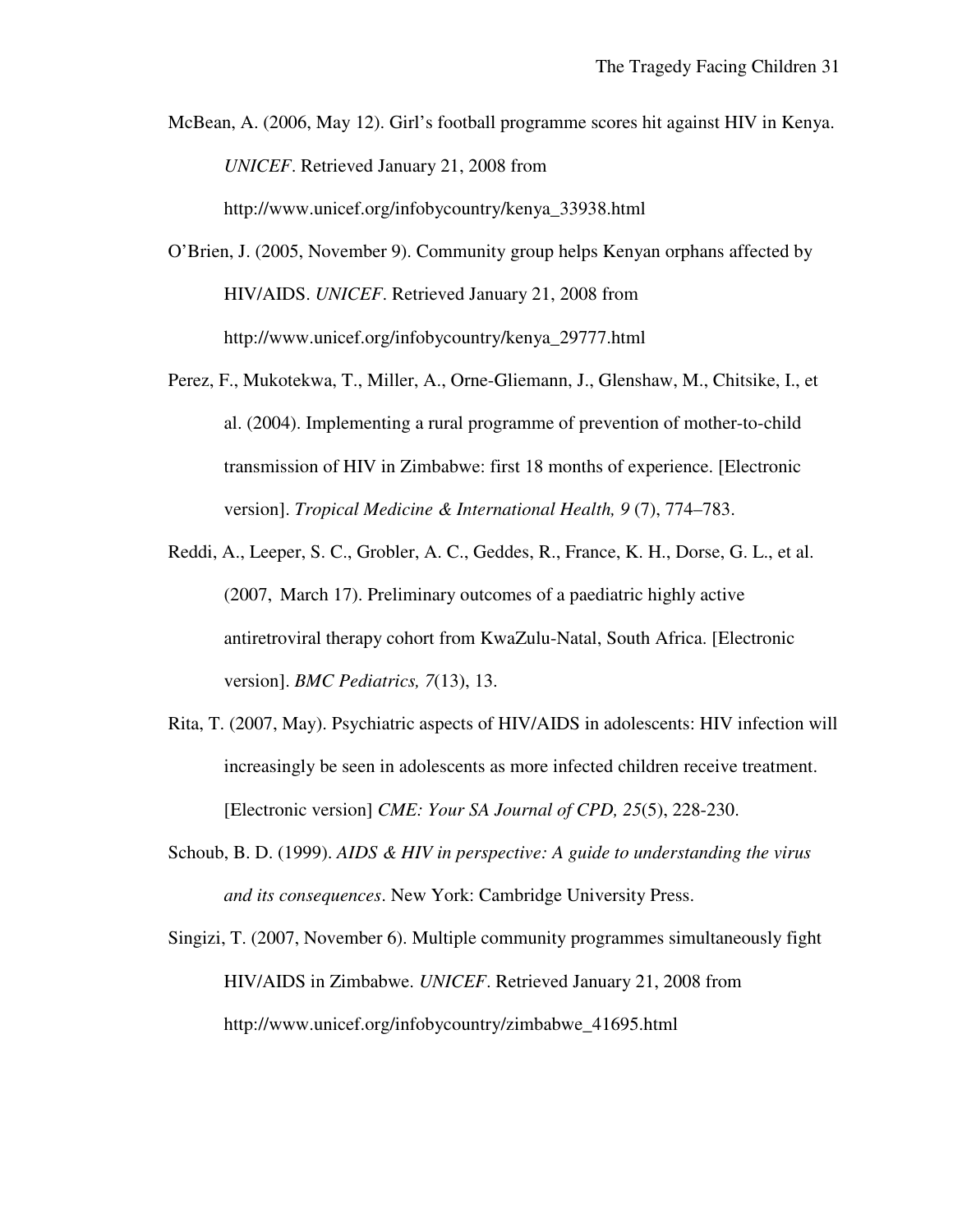McBean, A. (2006, May 12). Girl's football programme scores hit against HIV in Kenya. *UNICEF*. Retrieved January 21, 2008 from http://www.unicef.org/infobycountry/kenya_33938.html

O'Brien, J. (2005, November 9). Community group helps Kenyan orphans affected by HIV/AIDS. *UNICEF*. Retrieved January 21, 2008 from http://www.unicef.org/infobycountry/kenya_29777.html

Perez, F., Mukotekwa, T., Miller, A., Orne-Gliemann, J., Glenshaw, M., Chitsike, I., et al. (2004). Implementing a rural programme of prevention of mother-to-child transmission of HIV in Zimbabwe: first 18 months of experience. [Electronic version]. *Tropical Medicine & International Health, 9* (7), 774–783.

Reddi, A., Leeper, S. C., Grobler, A. C., Geddes, R., France, K. H., Dorse, G. L., et al. (2007, March 17). Preliminary outcomes of a paediatric highly active antiretroviral therapy cohort from KwaZulu-Natal, South Africa. [Electronic version]. *BMC Pediatrics, 7*(13), 13.

Rita, T. (2007, May). Psychiatric aspects of HIV/AIDS in adolescents: HIV infection will increasingly be seen in adolescents as more infected children receive treatment. [Electronic version] *CME: Your SA Journal of CPD, 25*(5), 228-230.

Schoub, B. D. (1999). *AIDS & HIV in perspective: A guide to understanding the virus and its consequences*. New York: Cambridge University Press.

Singizi, T. (2007, November 6). Multiple community programmes simultaneously fight HIV/AIDS in Zimbabwe. *UNICEF*. Retrieved January 21, 2008 from http://www.unicef.org/infobycountry/zimbabwe_41695.html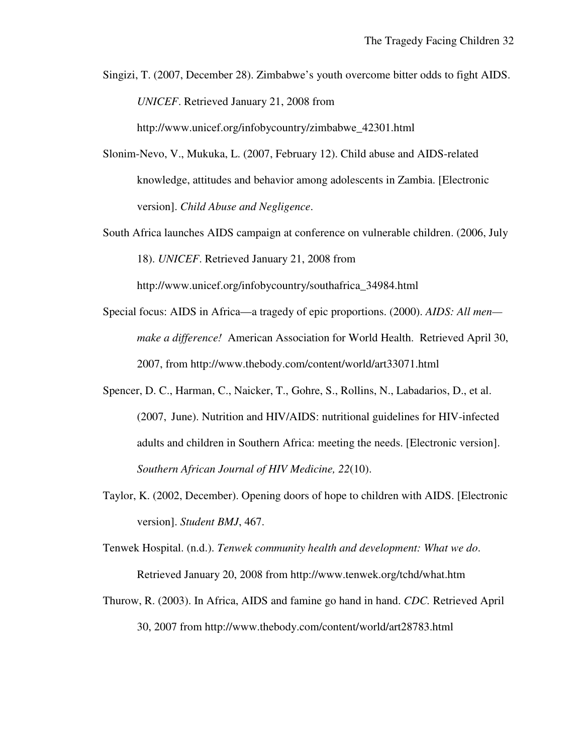Singizi, T. (2007, December 28). Zimbabwe's youth overcome bitter odds to fight AIDS. *UNICEF*. Retrieved January 21, 2008 from http://www.unicef.org/infobycountry/zimbabwe_42301.html

Slonim-Nevo, V., Mukuka, L. (2007, February 12). Child abuse and AIDS-related knowledge, attitudes and behavior among adolescents in Zambia. [Electronic version]. *Child Abuse and Negligence*.

South Africa launches AIDS campaign at conference on vulnerable children. (2006, July 18). *UNICEF*. Retrieved January 21, 2008 from http://www.unicef.org/infobycountry/southafrica_34984.html

Special focus: AIDS in Africa—a tragedy of epic proportions. (2000). *AIDS: All men—make a difference!* American Association for World Health. Retrieved April 30, 2007, from http://www.thebody.com/content/world/art33071.html

Spencer, D. C., Harman, C., Naicker, T., Gohre, S., Rollins, N., Labadarios, D., et al. (2007, June). Nutrition and HIV/AIDS: nutritional guidelines for HIV-infected adults and children in Southern Africa: meeting the needs. [Electronic version]. *Southern African Journal of HIV Medicine, 22*(10).

Taylor, K. (2002, December). Opening doors of hope to children with AIDS. [Electronic version]. *Student BMJ*, 467.

Tenwek Hospital. (n.d.). *Tenwek community health and development: What we do*. Retrieved January 20, 2008 from http://www.tenwek.org/tchd/what.htm

Thurow, R. (2003). In Africa, AIDS and famine go hand in hand. *CDC.* Retrieved April 30, 2007 from http://www.thebody.com/content/world/art28783.html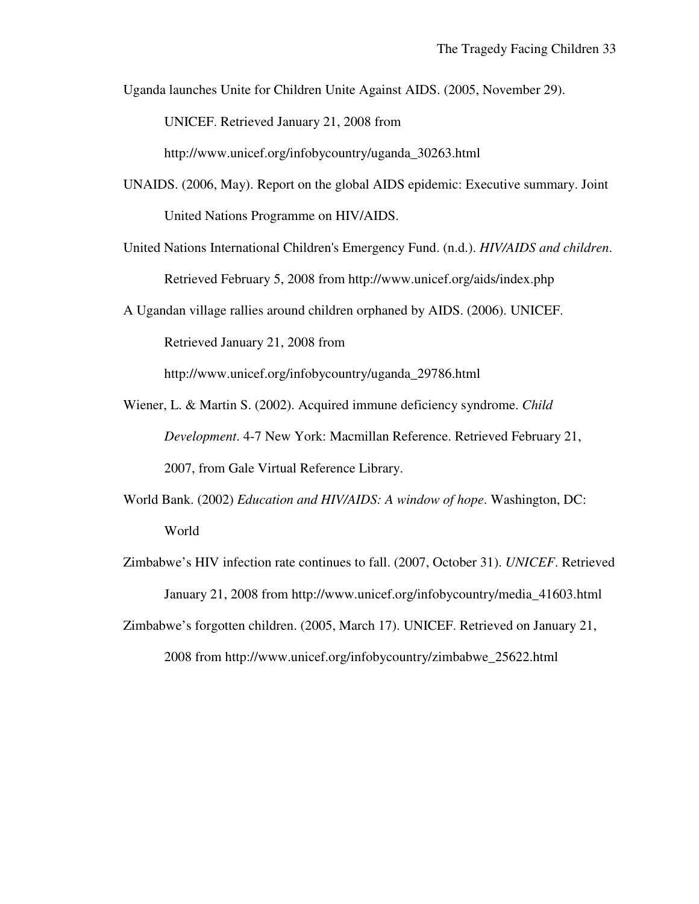Uganda launches Unite for Children Unite Against AIDS. (2005, November 29). UNICEF. Retrieved January 21, 2008 from http://www.unicef.org/infobycountry/uganda_30263.html

UNAIDS. (2006, May). Report on the global AIDS epidemic: Executive summary. Joint United Nations Programme on HIV/AIDS.

United Nations International Children's Emergency Fund. (n.d.). *HIV/AIDS and children*. Retrieved February 5, 2008 from http://www.unicef.org/aids/index.php

A Ugandan village rallies around children orphaned by AIDS. (2006). UNICEF. Retrieved January 21, 2008 from http://www.unicef.org/infobycountry/uganda_29786.html

Wiener, L. & Martin S. (2002). Acquired immune deficiency syndrome. *Child Development*. 4-7 New York: Macmillan Reference. Retrieved February 21, 2007, from Gale Virtual Reference Library.

World Bank. (2002) *Education and HIV/AIDS: A window of hope*. Washington, DC: World

Zimbabwe's HIV infection rate continues to fall. (2007, October 31). *UNICEF*. Retrieved January 21, 2008 from http://www.unicef.org/infobycountry/media_41603.html

Zimbabwe's forgotten children. (2005, March 17). UNICEF. Retrieved on January 21, 2008 from http://www.unicef.org/infobycountry/zimbabwe_25622.html